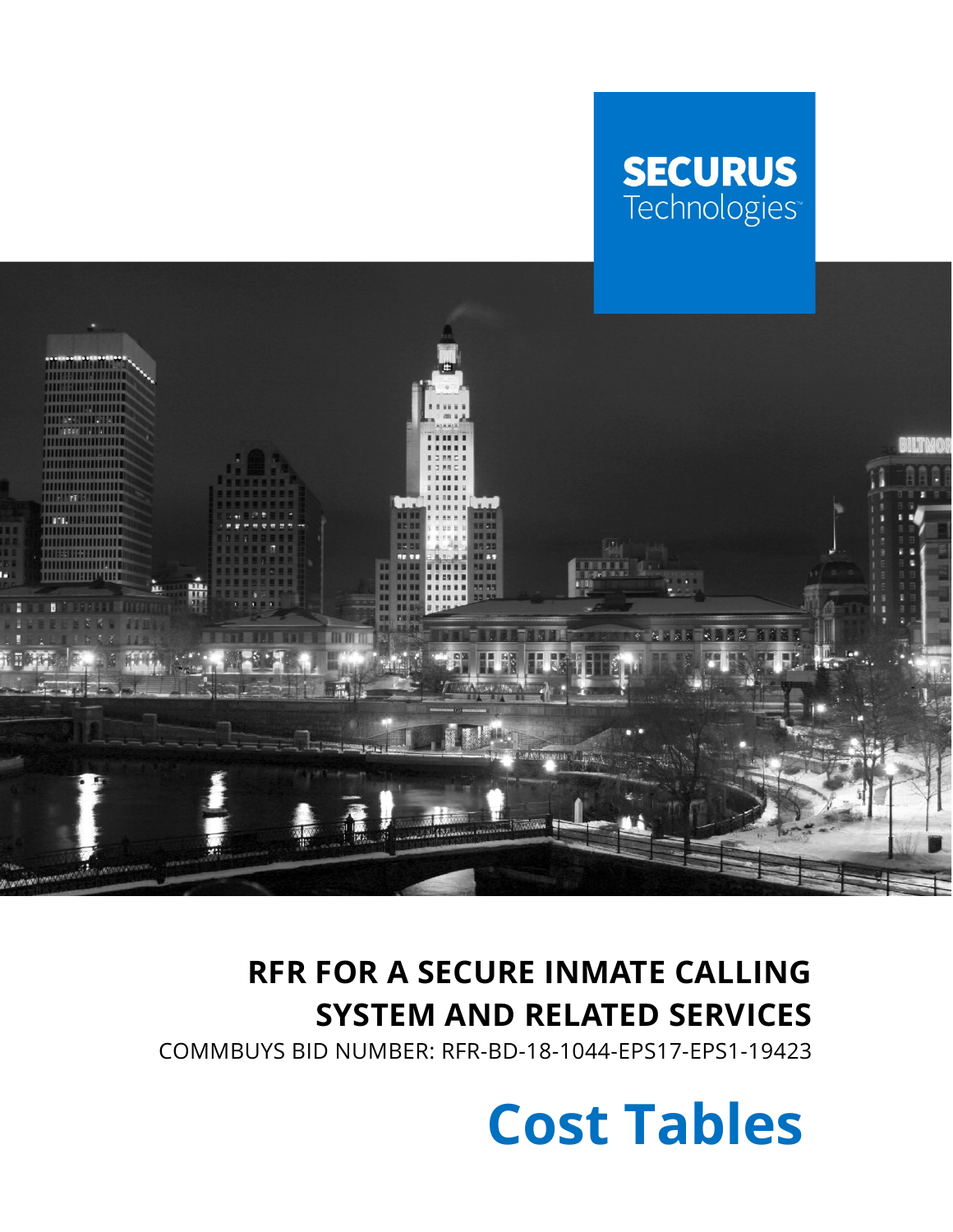**SECURUS**
Technologies™

# RFR FOR A SECURE INMATE CALLING SYSTEM AND RELATED SERVICES

COMMBUYS BID NUMBER: RFR-BD-18-1044-EPS17-EPS1-19423

# Cost Tables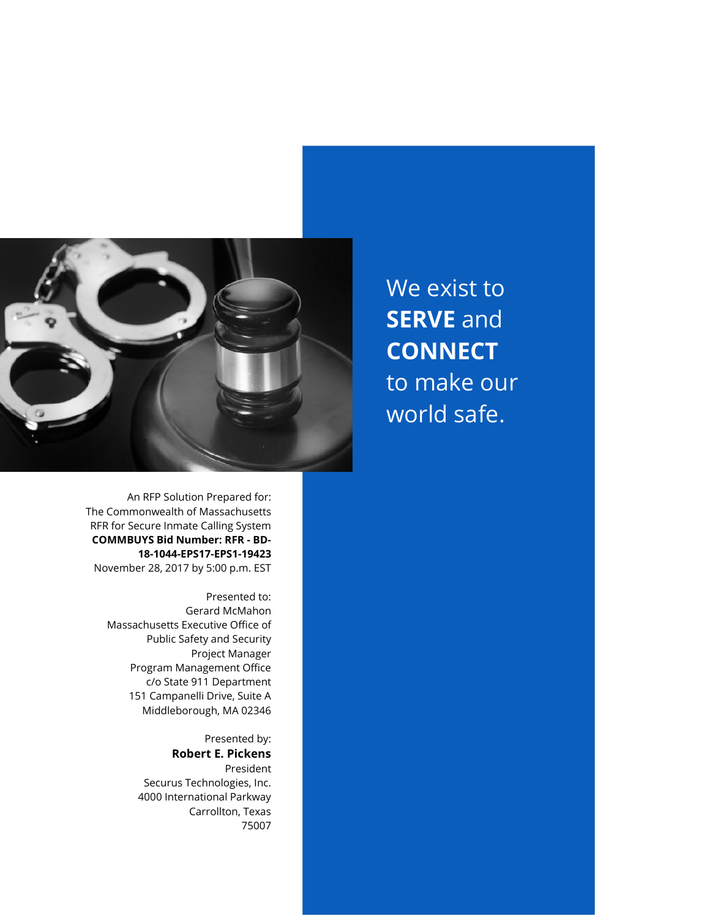We exist to **SERVE** and **CONNECT** to make our world safe.

An RFP Solution Prepared for:
The Commonwealth of Massachusetts
RFR for Secure Inmate Calling System
**COMMBUYS Bid Number: RFR - BD-18-1044-EPS17-EPS1-19423**
November 28, 2017 by 5:00 p.m. EST

Presented to:
Gerard McMahon
Massachusetts Executive Office of Public Safety and Security
Project Manager
Program Management Office
c/o State 911 Department
151 Campanelli Drive, Suite A
Middleborough, MA 02346

Presented by:
**Robert E. Pickens**
President
Securus Technologies, Inc.
4000 International Parkway
Carrollton, Texas
75007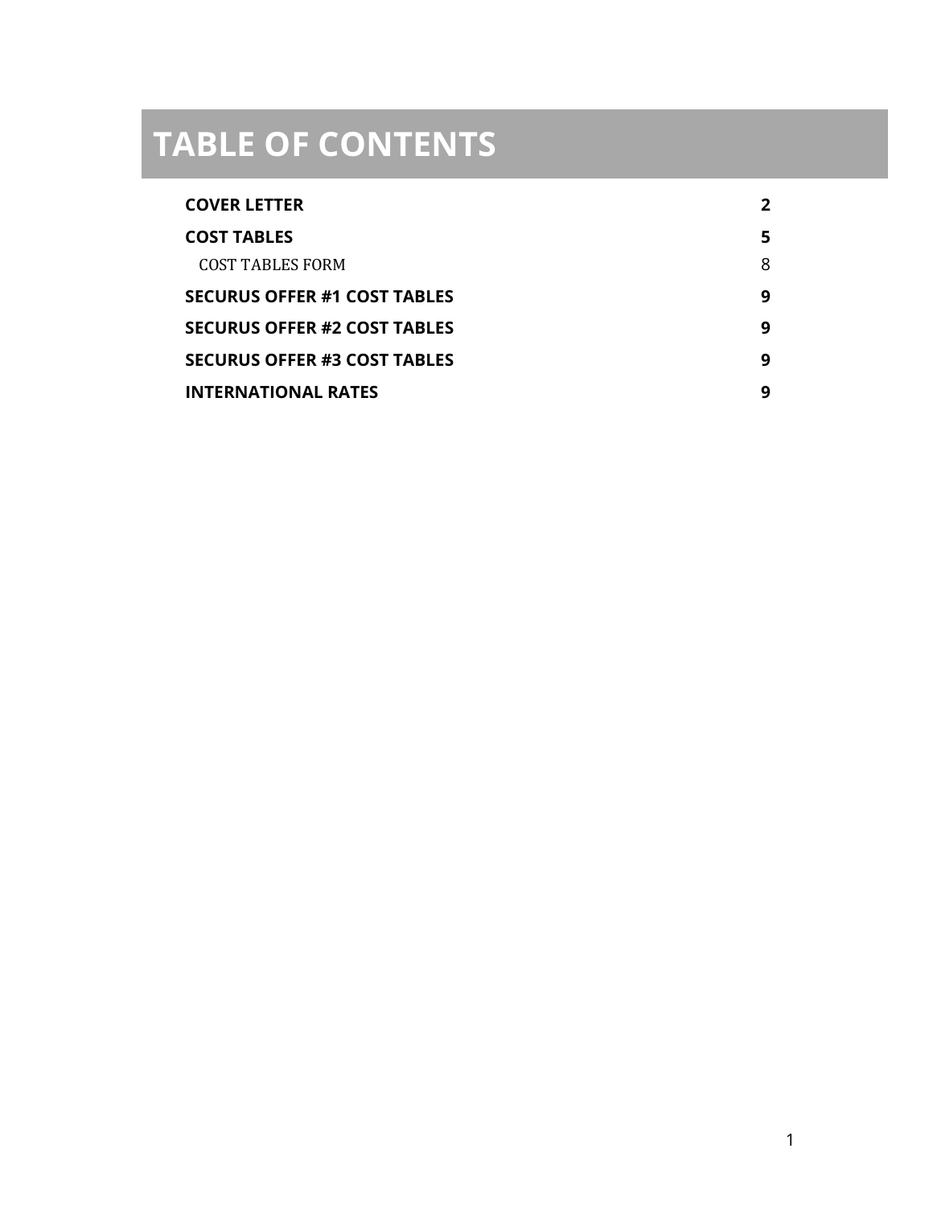# TABLE OF CONTENTS

| | |
|---|---|
| **COVER LETTER** | **2** |
| **COST TABLES** | **5** |
| COST TABLES FORM | 8 |
| **SECURUS OFFER #1 COST TABLES** | **9** |
| **SECURUS OFFER #2 COST TABLES** | **9** |
| **SECURUS OFFER #3 COST TABLES** | **9** |
| **INTERNATIONAL RATES** | **9** |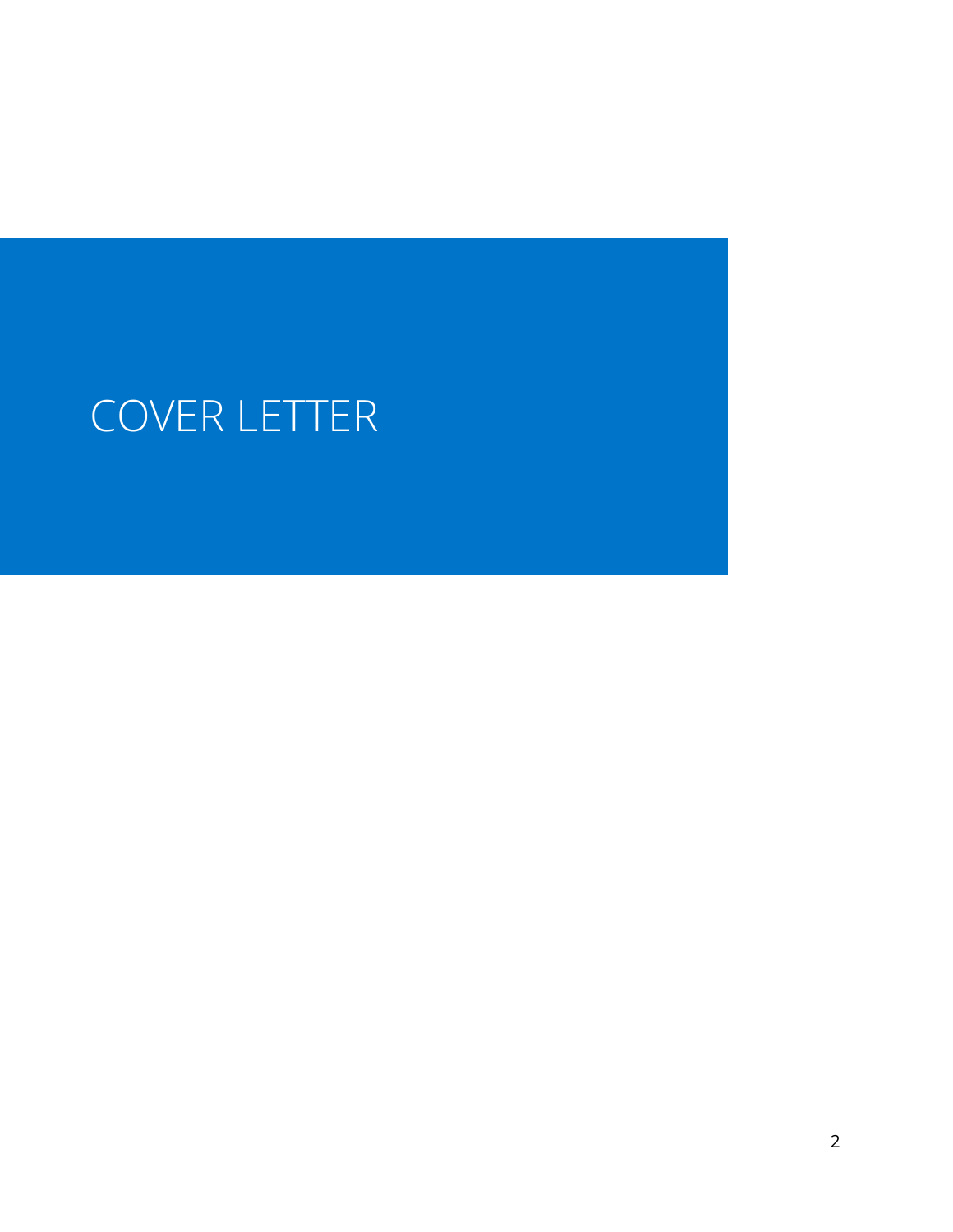# COVER LETTER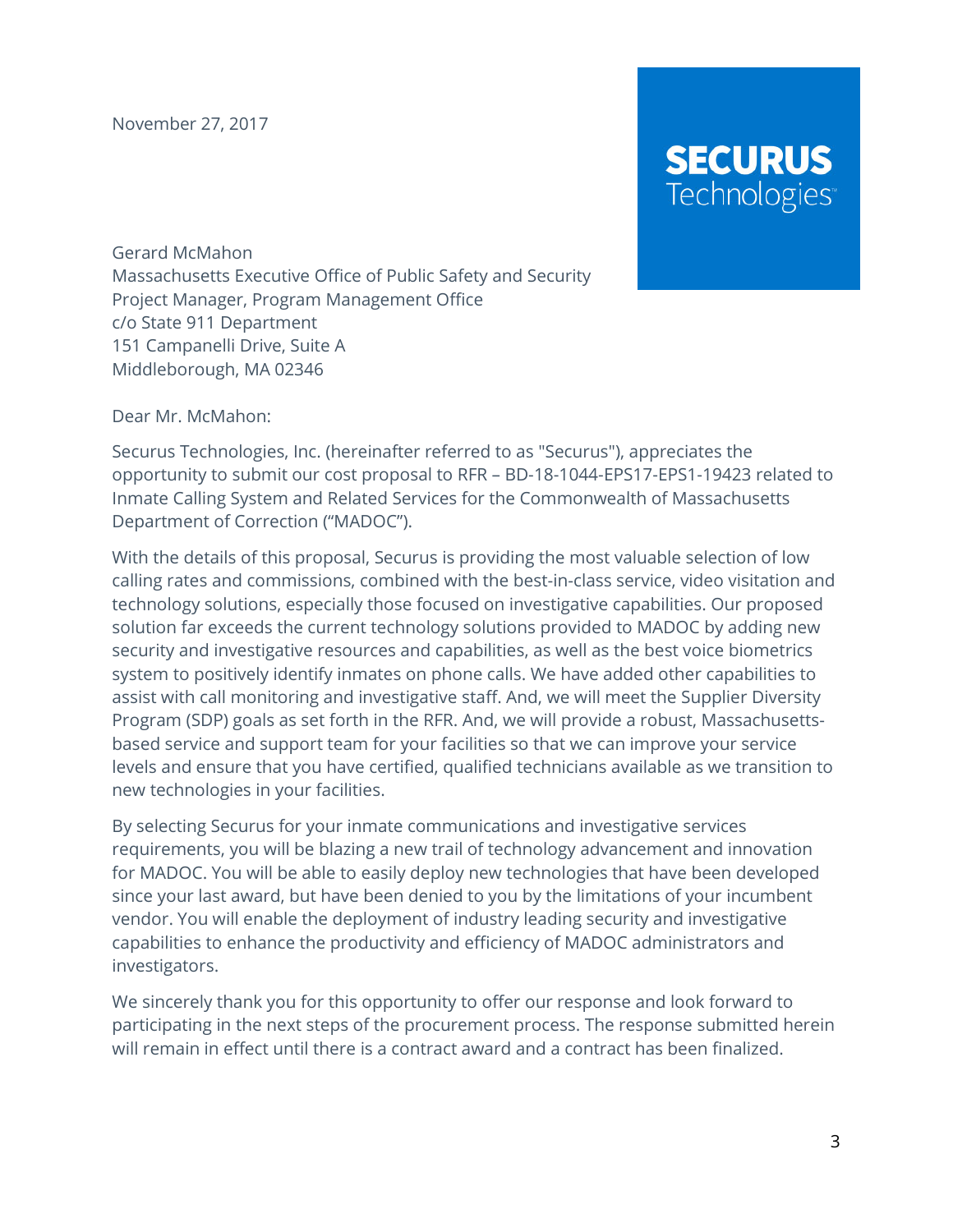November 27, 2017

SECURUS Technologies

Gerard McMahon
Massachusetts Executive Office of Public Safety and Security
Project Manager, Program Management Office
c/o State 911 Department
151 Campanelli Drive, Suite A
Middleborough, MA 02346

Dear Mr. McMahon:

Securus Technologies, Inc. (hereinafter referred to as "Securus"), appreciates the opportunity to submit our cost proposal to RFR – BD-18-1044-EPS17-EPS1-19423 related to Inmate Calling System and Related Services for the Commonwealth of Massachusetts Department of Correction ("MADOC").

With the details of this proposal, Securus is providing the most valuable selection of low calling rates and commissions, combined with the best-in-class service, video visitation and technology solutions, especially those focused on investigative capabilities. Our proposed solution far exceeds the current technology solutions provided to MADOC by adding new security and investigative resources and capabilities, as well as the best voice biometrics system to positively identify inmates on phone calls. We have added other capabilities to assist with call monitoring and investigative staff. And, we will meet the Supplier Diversity Program (SDP) goals as set forth in the RFR. And, we will provide a robust, Massachusetts-based service and support team for your facilities so that we can improve your service levels and ensure that you have certified, qualified technicians available as we transition to new technologies in your facilities.

By selecting Securus for your inmate communications and investigative services requirements, you will be blazing a new trail of technology advancement and innovation for MADOC. You will be able to easily deploy new technologies that have been developed since your last award, but have been denied to you by the limitations of your incumbent vendor. You will enable the deployment of industry leading security and investigative capabilities to enhance the productivity and efficiency of MADOC administrators and investigators.

We sincerely thank you for this opportunity to offer our response and look forward to participating in the next steps of the procurement process. The response submitted herein will remain in effect until there is a contract award and a contract has been finalized.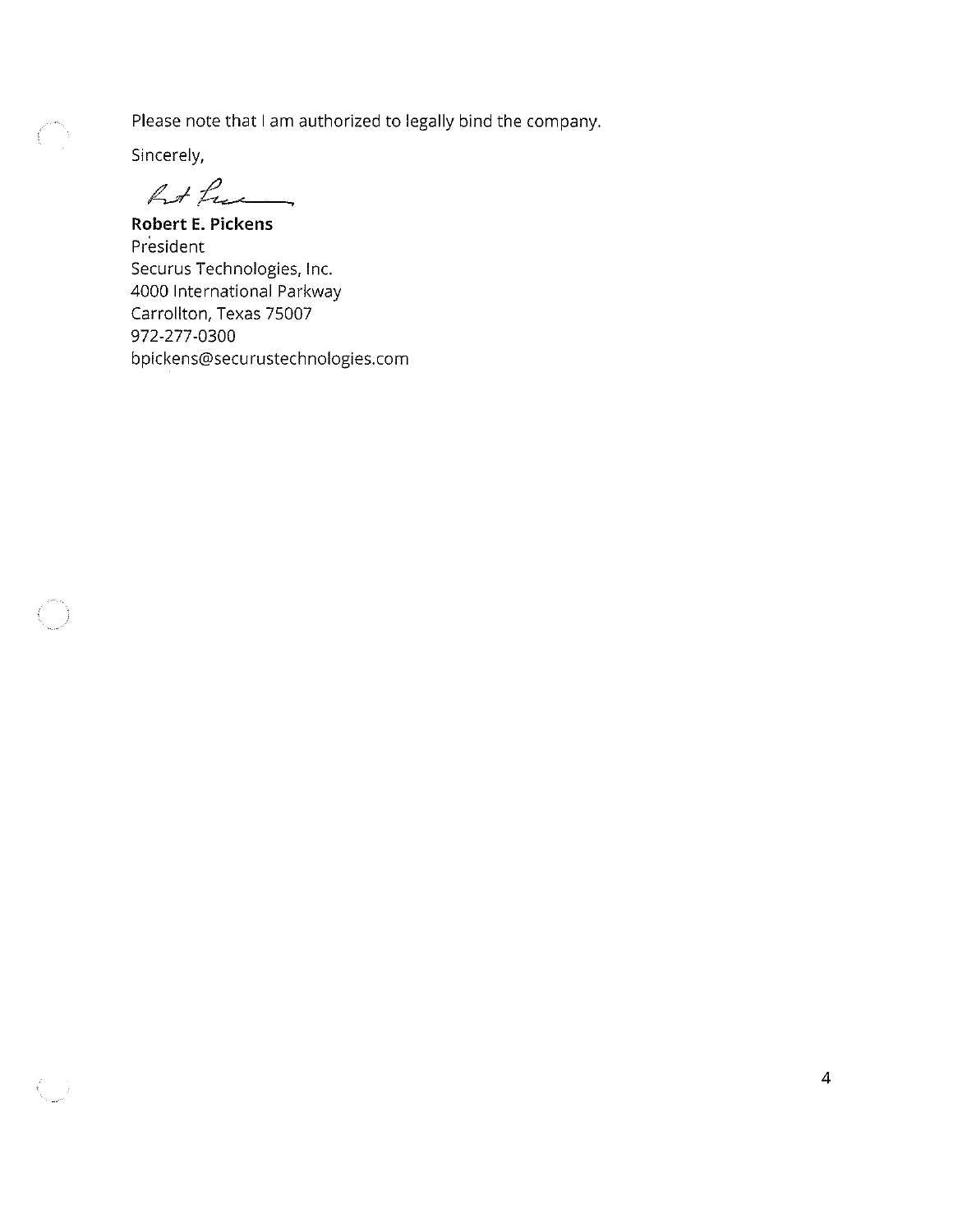Please note that I am authorized to legally bind the company.

Sincerely,

**Robert E. Pickens**
President
Securus Technologies, Inc.
4000 International Parkway
Carrollton, Texas 75007
972-277-0300
bpickens@securustechnologies.com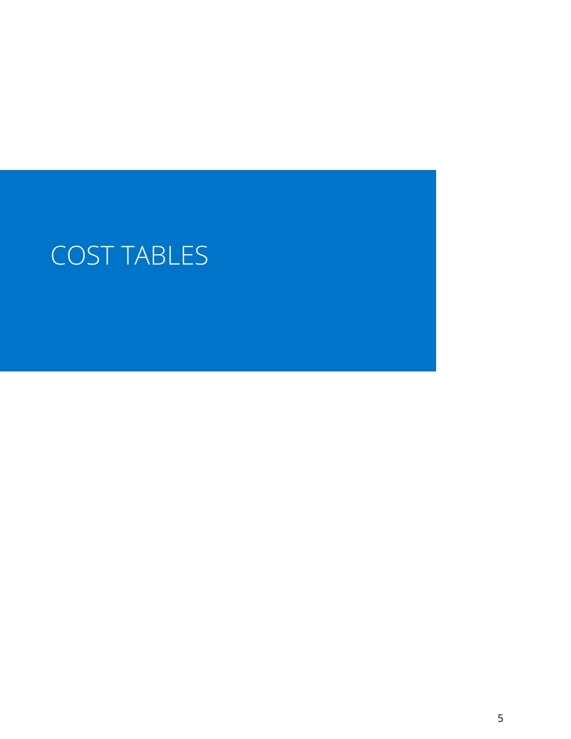# COST TABLES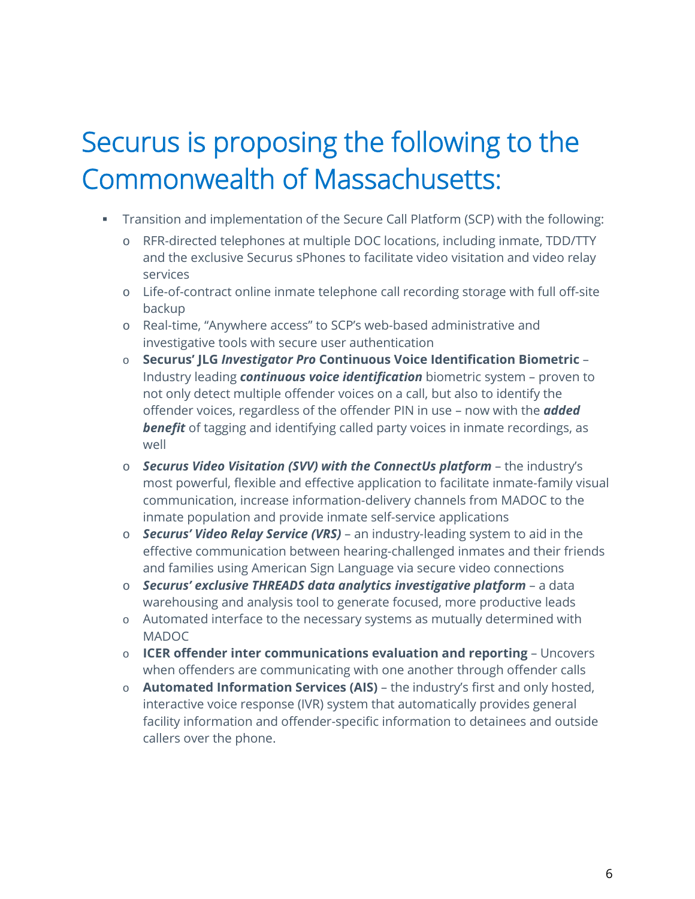# Securus is proposing the following to the Commonwealth of Massachusetts:

- Transition and implementation of the Secure Call Platform (SCP) with the following:
  - RFR-directed telephones at multiple DOC locations, including inmate, TDD/TTY and the exclusive Securus sPhones to facilitate video visitation and video relay services
  - Life-of-contract online inmate telephone call recording storage with full off-site backup
  - Real-time, "Anywhere access" to SCP's web-based administrative and investigative tools with secure user authentication
  - **Securus' JLG *Investigator Pro* Continuous Voice Identification Biometric** – Industry leading ***continuous voice identification*** biometric system – proven to not only detect multiple offender voices on a call, but also to identify the offender voices, regardless of the offender PIN in use – now with the ***added benefit*** of tagging and identifying called party voices in inmate recordings, as well
  - ***Securus Video Visitation (SVV) with the ConnectUs platform*** – the industry's most powerful, flexible and effective application to facilitate inmate-family visual communication, increase information-delivery channels from MADOC to the inmate population and provide inmate self-service applications
  - ***Securus' Video Relay Service (VRS)*** – an industry-leading system to aid in the effective communication between hearing-challenged inmates and their friends and families using American Sign Language via secure video connections
  - ***Securus' exclusive THREADS data analytics investigative platform*** – a data warehousing and analysis tool to generate focused, more productive leads
  - Automated interface to the necessary systems as mutually determined with MADOC
  - **ICER offender inter communications evaluation and reporting** – Uncovers when offenders are communicating with one another through offender calls
  - **Automated Information Services (AIS)** – the industry's first and only hosted, interactive voice response (IVR) system that automatically provides general facility information and offender-specific information to detainees and outside callers over the phone.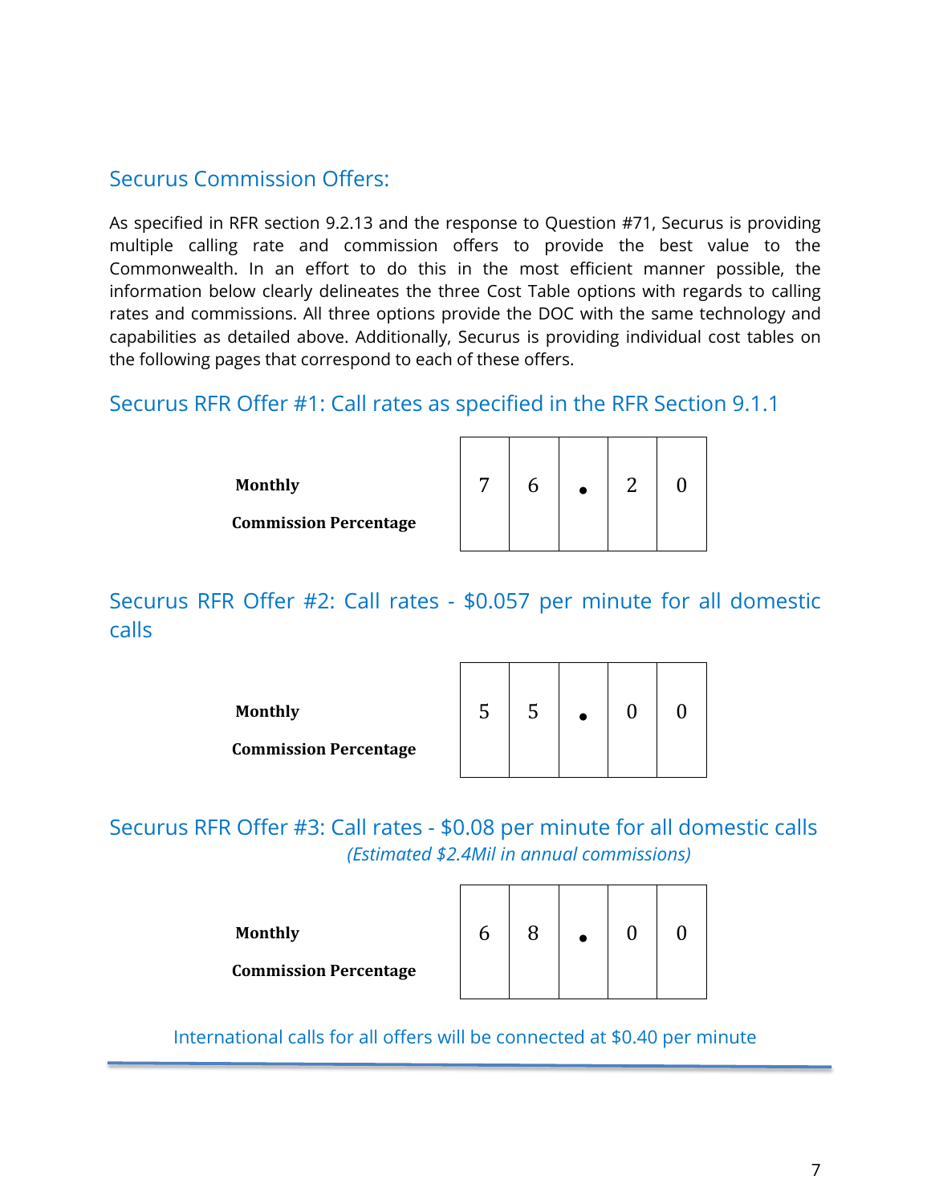## Securus Commission Offers:

As specified in RFR section 9.2.13 and the response to Question #71, Securus is providing multiple calling rate and commission offers to provide the best value to the Commonwealth. In an effort to do this in the most efficient manner possible, the information below clearly delineates the three Cost Table options with regards to calling rates and commissions. All three options provide the DOC with the same technology and capabilities as detailed above. Additionally, Securus is providing individual cost tables on the following pages that correspond to each of these offers.

### Securus RFR Offer #1: Call rates as specified in the RFR Section 9.1.1

| **Monthly Commission Percentage** | 7 | 6 | . | 2 | 0 |
|---|---|---|---|---|---|

### Securus RFR Offer #2: Call rates - $0.057 per minute for all domestic calls

| **Monthly Commission Percentage** | 5 | 5 | . | 0 | 0 |
|---|---|---|---|---|---|

### Securus RFR Offer #3: Call rates - $0.08 per minute for all domestic calls

*(Estimated $2.4Mil in annual commissions)*

| **Monthly Commission Percentage** | 6 | 8 | . | 0 | 0 |
|---|---|---|---|---|---|

International calls for all offers will be connected at $0.40 per minute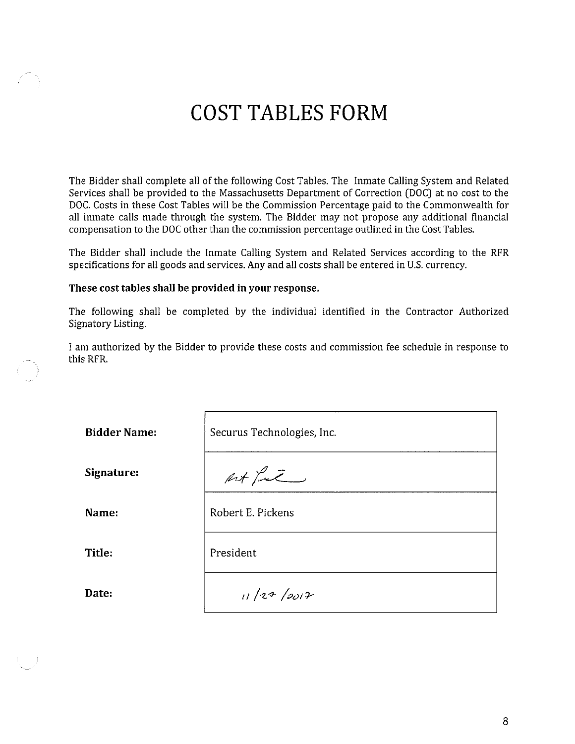# COST TABLES FORM

The Bidder shall complete all of the following Cost Tables. The Inmate Calling System and Related Services shall be provided to the Massachusetts Department of Correction (DOC) at no cost to the DOC. Costs in these Cost Tables will be the Commission Percentage paid to the Commonwealth for all inmate calls made through the system. The Bidder may not propose any additional financial compensation to the DOC other than the commission percentage outlined in the Cost Tables.

The Bidder shall include the Inmate Calling System and Related Services according to the RFR specifications for all goods and services. Any and all costs shall be entered in U.S. currency.

**These cost tables shall be provided in your response.**

The following shall be completed by the individual identified in the Contractor Authorized Signatory Listing.

I am authorized by the Bidder to provide these costs and commission fee schedule in response to this RFR.

| | |
|---|---|
| **Bidder Name:** | Securus Technologies, Inc. |
| **Signature:** | [signature] |
| **Name:** | Robert E. Pickens |
| **Title:** | President |
| **Date:** | 11/27/2017 |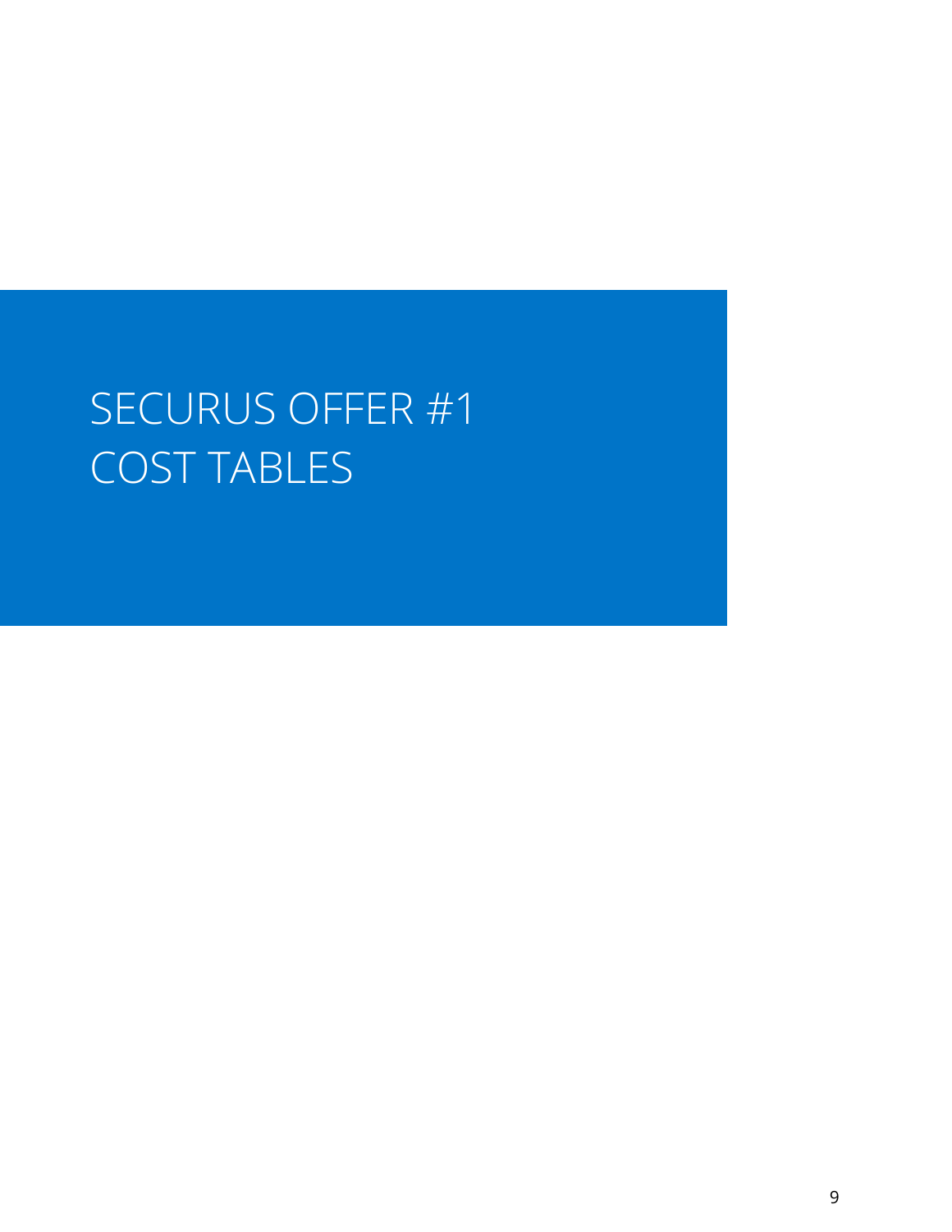# SECURUS OFFER #1 COST TABLES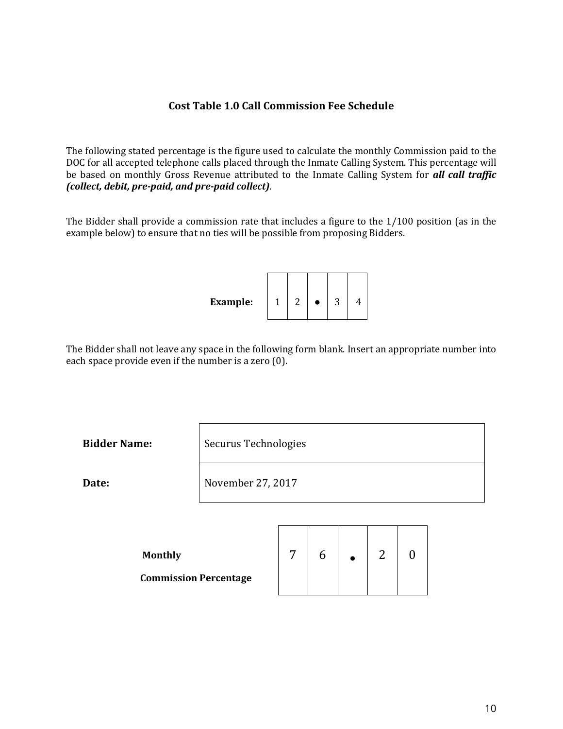## Cost Table 1.0 Call Commission Fee Schedule

The following stated percentage is the figure used to calculate the monthly Commission paid to the DOC for all accepted telephone calls placed through the Inmate Calling System. This percentage will be based on monthly Gross Revenue attributed to the Inmate Calling System for ***all call traffic (collect, debit, pre-paid, and pre-paid collect)***.

The Bidder shall provide a commission rate that includes a figure to the 1/100 position (as in the example below) to ensure that no ties will be possible from proposing Bidders.

| **Example:** | 1 | 2 | • | 3 | 4 |
|---|---|---|---|---|---|

The Bidder shall not leave any space in the following form blank. Insert an appropriate number into each space provide even if the number is a zero (0).

| | |
|---|---|
| **Bidder Name:** | Securus Technologies |
| **Date:** | November 27, 2017 |

| **Monthly Commission Percentage** | 7 | 6 | • | 2 | 0 |
|---|---|---|---|---|---|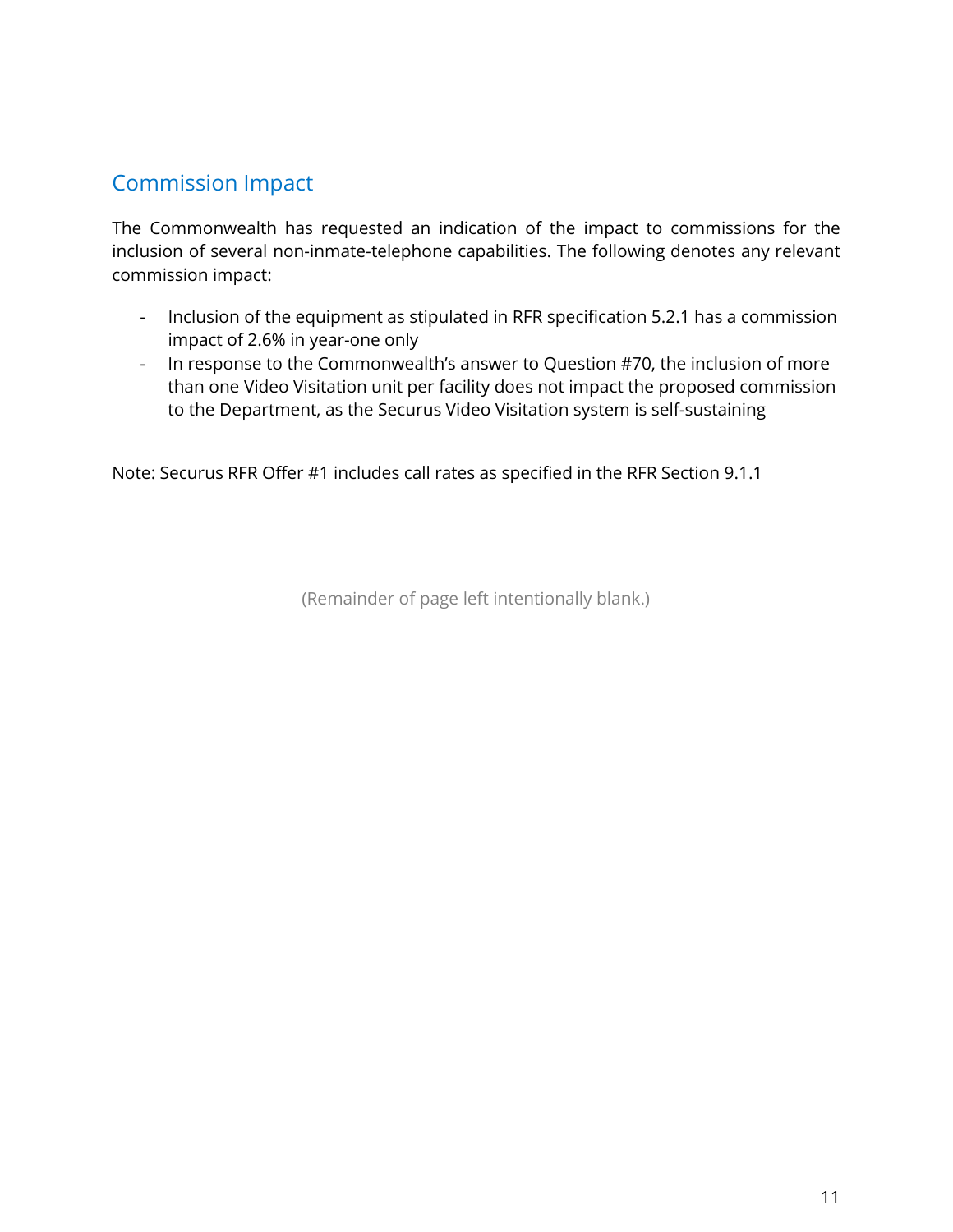## Commission Impact

The Commonwealth has requested an indication of the impact to commissions for the inclusion of several non-inmate-telephone capabilities. The following denotes any relevant commission impact:

- Inclusion of the equipment as stipulated in RFR specification 5.2.1 has a commission impact of 2.6% in year-one only
- In response to the Commonwealth's answer to Question #70, the inclusion of more than one Video Visitation unit per facility does not impact the proposed commission to the Department, as the Securus Video Visitation system is self-sustaining

Note: Securus RFR Offer #1 includes call rates as specified in the RFR Section 9.1.1

(Remainder of page left intentionally blank.)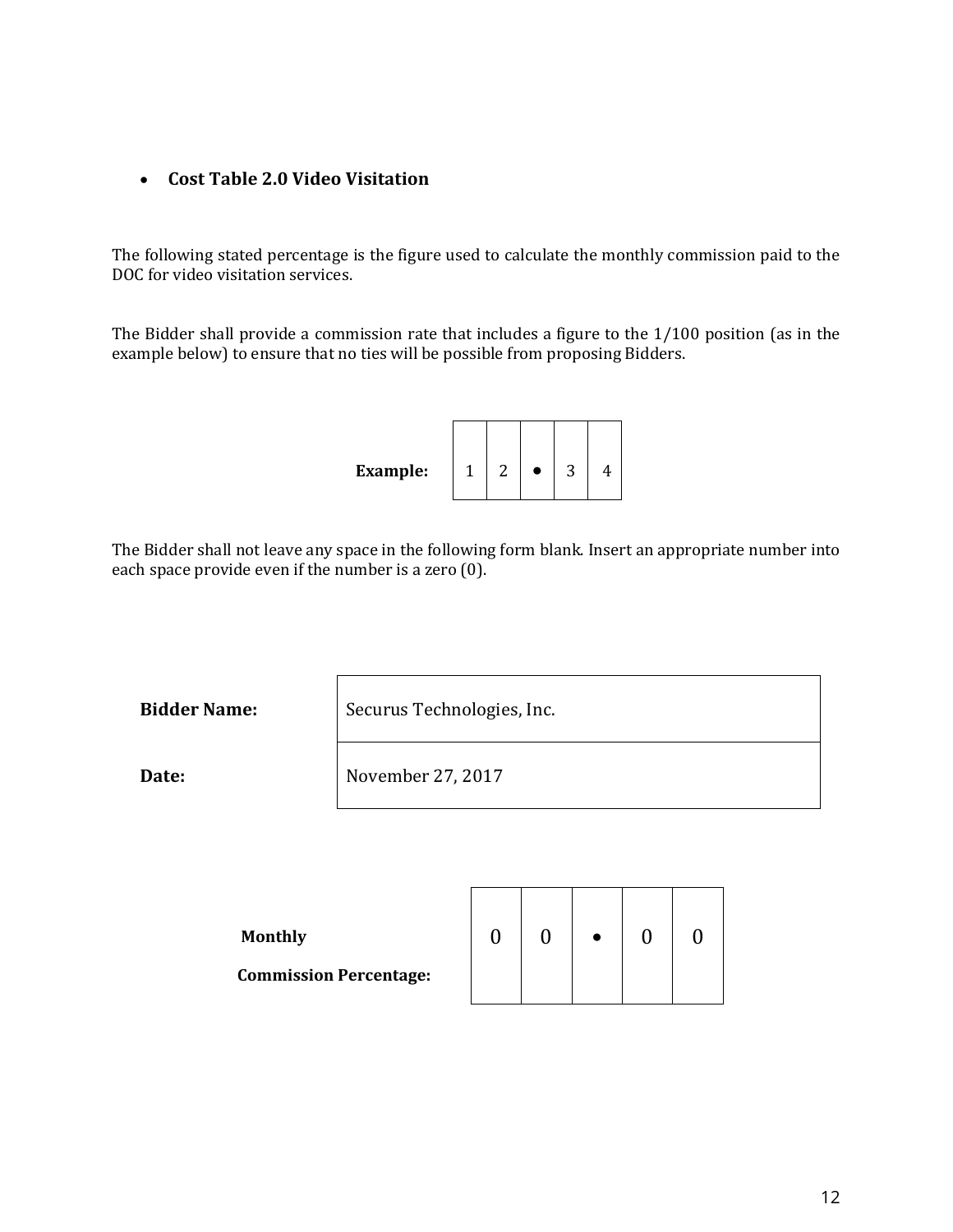- **Cost Table 2.0 Video Visitation**

The following stated percentage is the figure used to calculate the monthly commission paid to the DOC for video visitation services.

The Bidder shall provide a commission rate that includes a figure to the 1/100 position (as in the example below) to ensure that no ties will be possible from proposing Bidders.

**Example:**

| 1 | 2 | • | 3 | 4 |
|---|---|---|---|---|

The Bidder shall not leave any space in the following form blank. Insert an appropriate number into each space provide even if the number is a zero (0).

| **Bidder Name:** | Securus Technologies, Inc. |
|---|---|
| **Date:** | November 27, 2017 |

**Monthly Commission Percentage:**

| 0 | 0 | • | 0 | 0 |
|---|---|---|---|---|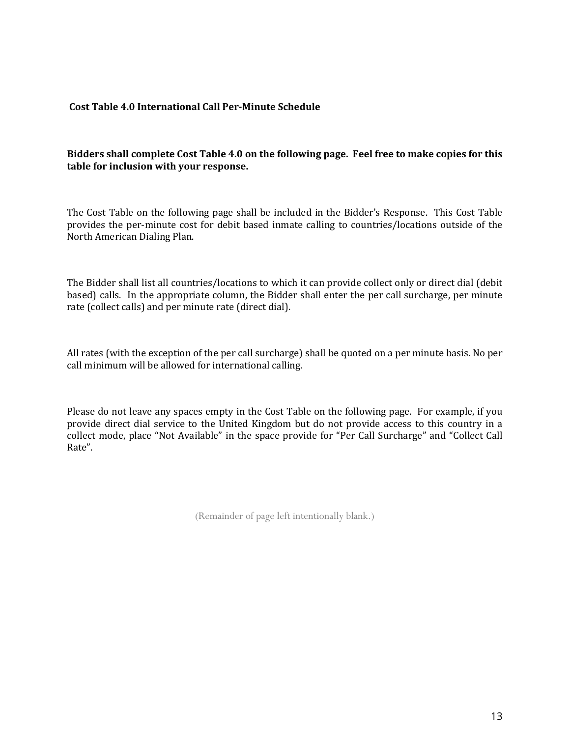### Cost Table 4.0 International Call Per-Minute Schedule

**Bidders shall complete Cost Table 4.0 on the following page. Feel free to make copies for this table for inclusion with your response.**

The Cost Table on the following page shall be included in the Bidder's Response. This Cost Table provides the per-minute cost for debit based inmate calling to countries/locations outside of the North American Dialing Plan.

The Bidder shall list all countries/locations to which it can provide collect only or direct dial (debit based) calls. In the appropriate column, the Bidder shall enter the per call surcharge, per minute rate (collect calls) and per minute rate (direct dial).

All rates (with the exception of the per call surcharge) shall be quoted on a per minute basis. No per call minimum will be allowed for international calling.

Please do not leave any spaces empty in the Cost Table on the following page. For example, if you provide direct dial service to the United Kingdom but do not provide access to this country in a collect mode, place "Not Available" in the space provide for "Per Call Surcharge" and "Collect Call Rate".

(Remainder of page left intentionally blank.)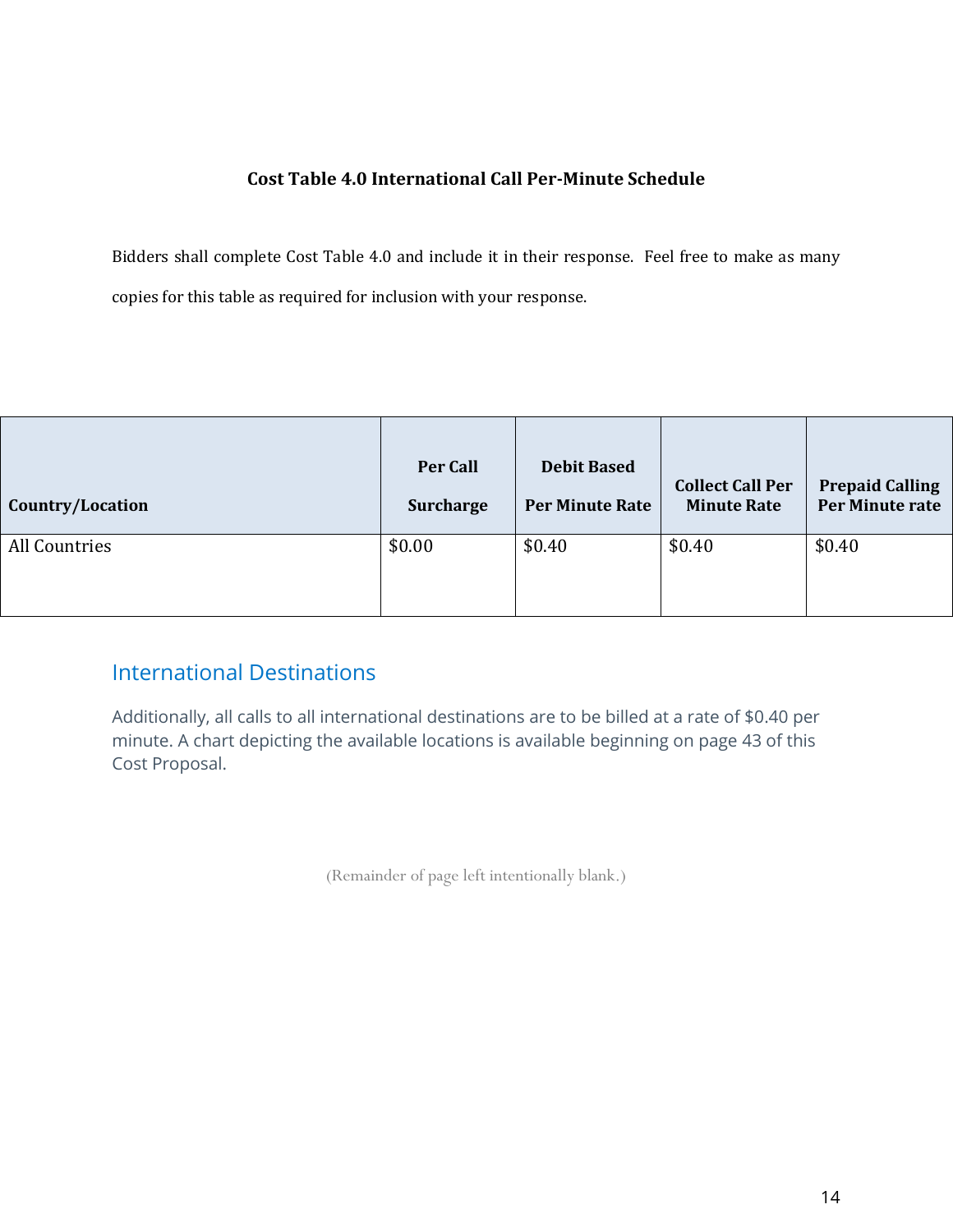**Cost Table 4.0 International Call Per-Minute Schedule**

Bidders shall complete Cost Table 4.0 and include it in their response. Feel free to make as many copies for this table as required for inclusion with your response.

| Country/Location | Per Call Surcharge | Debit Based Per Minute Rate | Collect Call Per Minute Rate | Prepaid Calling Per Minute rate |
|---|---|---|---|---|
| All Countries | $0.00 | $0.40 | $0.40 | $0.40 |

## International Destinations

Additionally, all calls to all international destinations are to be billed at a rate of $0.40 per minute. A chart depicting the available locations is available beginning on page 43 of this Cost Proposal.

(Remainder of page left intentionally blank.)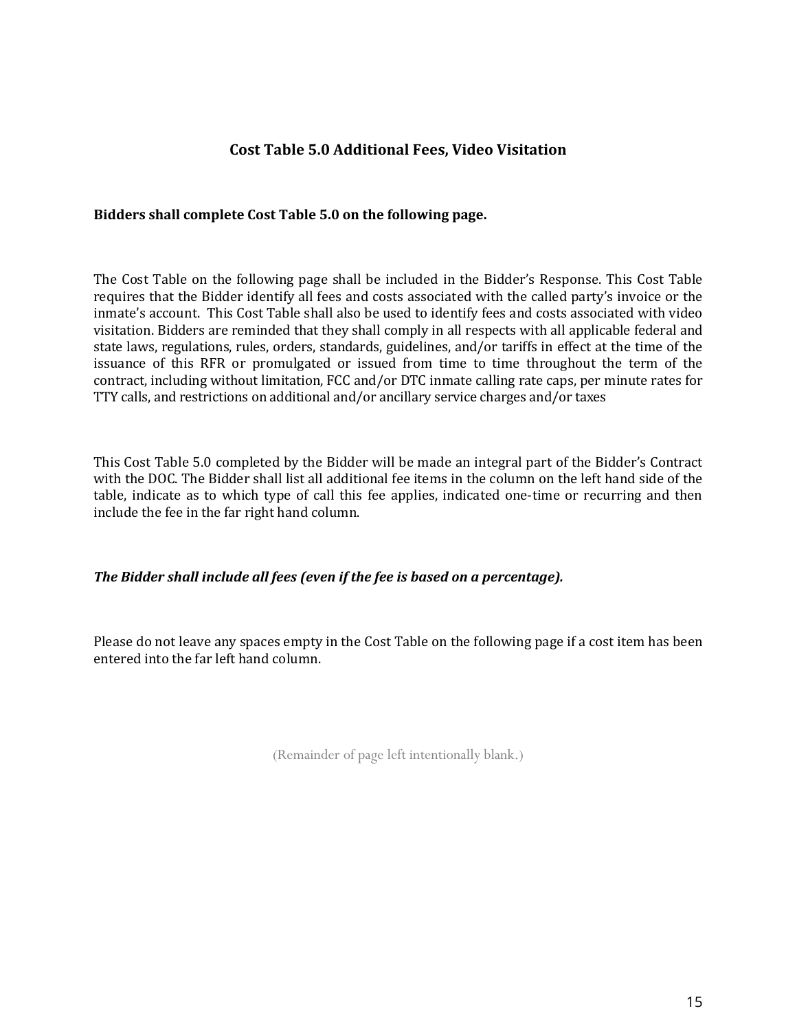## Cost Table 5.0 Additional Fees, Video Visitation

**Bidders shall complete Cost Table 5.0 on the following page.**

The Cost Table on the following page shall be included in the Bidder's Response. This Cost Table requires that the Bidder identify all fees and costs associated with the called party's invoice or the inmate's account. This Cost Table shall also be used to identify fees and costs associated with video visitation. Bidders are reminded that they shall comply in all respects with all applicable federal and state laws, regulations, rules, orders, standards, guidelines, and/or tariffs in effect at the time of the issuance of this RFR or promulgated or issued from time to time throughout the term of the contract, including without limitation, FCC and/or DTC inmate calling rate caps, per minute rates for TTY calls, and restrictions on additional and/or ancillary service charges and/or taxes

This Cost Table 5.0 completed by the Bidder will be made an integral part of the Bidder's Contract with the DOC. The Bidder shall list all additional fee items in the column on the left hand side of the table, indicate as to which type of call this fee applies, indicated one-time or recurring and then include the fee in the far right hand column.

***The Bidder shall include all fees (even if the fee is based on a percentage).***

Please do not leave any spaces empty in the Cost Table on the following page if a cost item has been entered into the far left hand column.

(Remainder of page left intentionally blank.)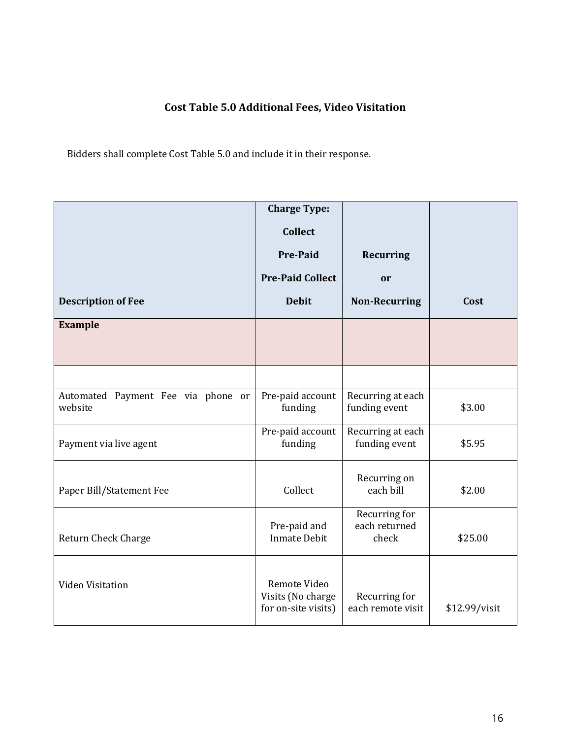**Cost Table 5.0 Additional Fees, Video Visitation**

Bidders shall complete Cost Table 5.0 and include it in their response.

| Description of Fee | Charge Type: Collect Pre-Paid Pre-Paid Collect Debit | Recurring or Non-Recurring | Cost |
|---|---|---|---|
| **Example** | | | |
| | | | |
| Automated Payment Fee via phone or website | Pre-paid account funding | Recurring at each funding event | $3.00 |
| Payment via live agent | Pre-paid account funding | Recurring at each funding event | $5.95 |
| Paper Bill/Statement Fee | Collect | Recurring on each bill | $2.00 |
| Return Check Charge | Pre-paid and Inmate Debit | Recurring for each returned check | $25.00 |
| Video Visitation | Remote Video Visits (No charge for on-site visits) | Recurring for each remote visit | $12.99/visit |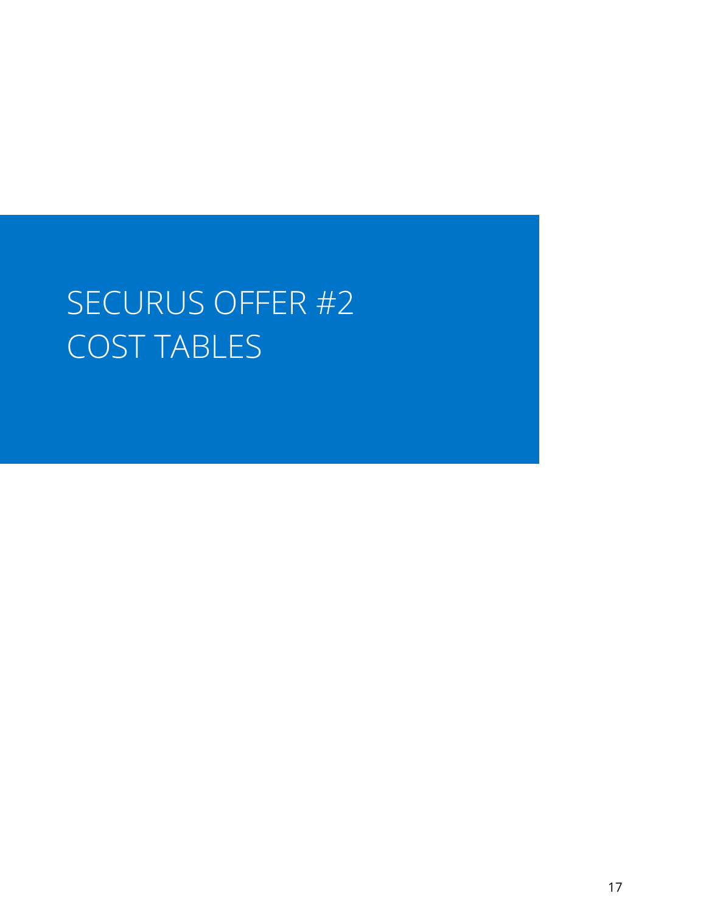# SECURUS OFFER #2 COST TABLES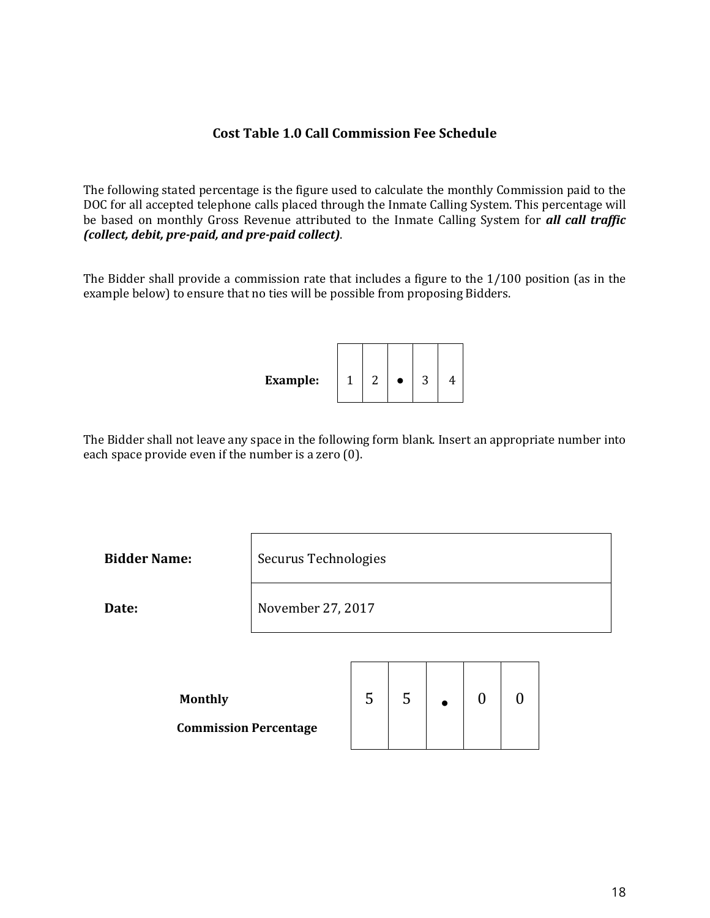## Cost Table 1.0 Call Commission Fee Schedule

The following stated percentage is the figure used to calculate the monthly Commission paid to the DOC for all accepted telephone calls placed through the Inmate Calling System. This percentage will be based on monthly Gross Revenue attributed to the Inmate Calling System for ***all call traffic (collect, debit, pre-paid, and pre-paid collect)***.

The Bidder shall provide a commission rate that includes a figure to the 1/100 position (as in the example below) to ensure that no ties will be possible from proposing Bidders.

**Example:**

| 1 | 2 | • | 3 | 4 |
|---|---|---|---|---|

The Bidder shall not leave any space in the following form blank. Insert an appropriate number into each space provide even if the number is a zero (0).

| | |
|---|---|
| **Bidder Name:** | Securus Technologies |
| **Date:** | November 27, 2017 |

**Monthly Commission Percentage**

| 5 | 5 | • | 0 | 0 |
|---|---|---|---|---|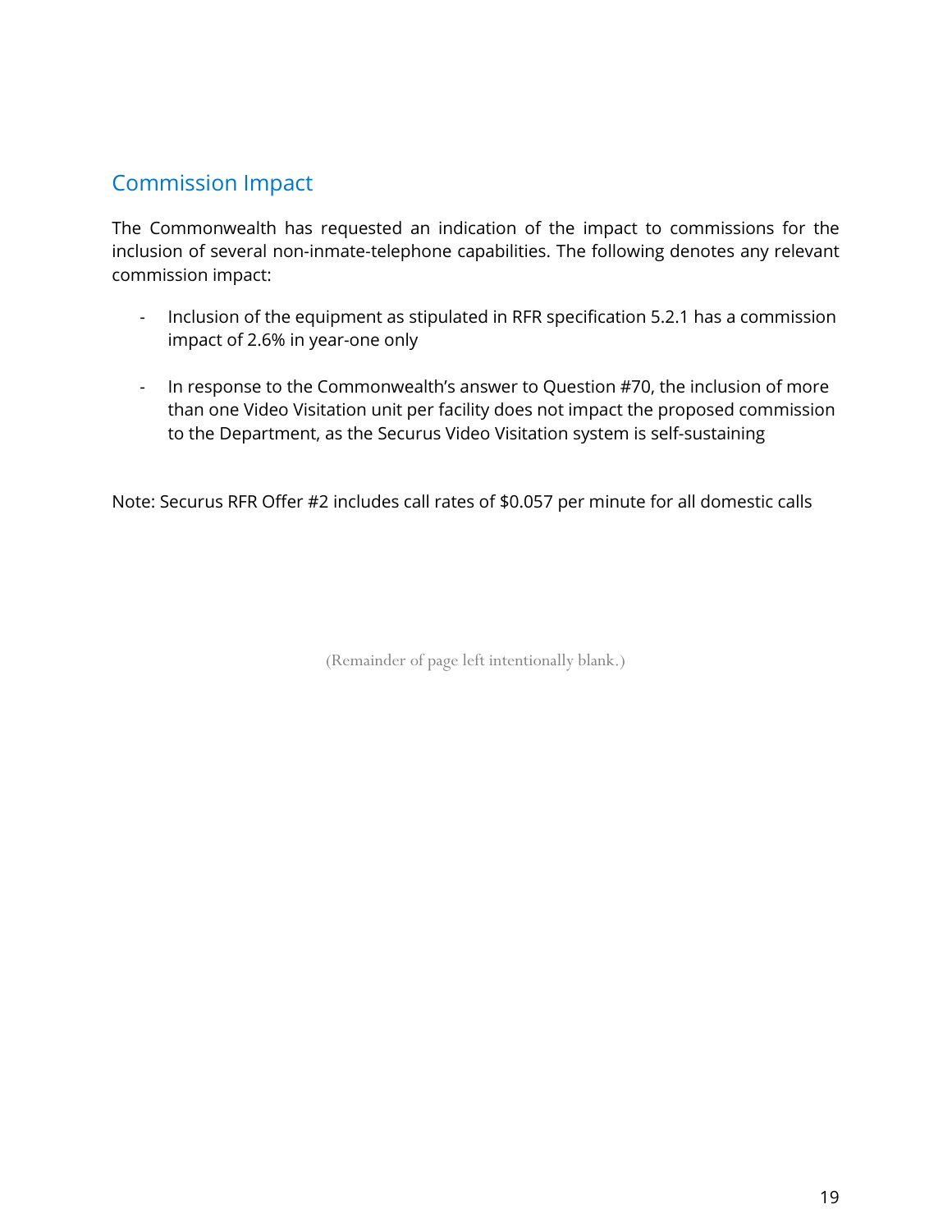## Commission Impact

The Commonwealth has requested an indication of the impact to commissions for the inclusion of several non-inmate-telephone capabilities. The following denotes any relevant commission impact:

- Inclusion of the equipment as stipulated in RFR specification 5.2.1 has a commission impact of 2.6% in year-one only

- In response to the Commonwealth's answer to Question #70, the inclusion of more than one Video Visitation unit per facility does not impact the proposed commission to the Department, as the Securus Video Visitation system is self-sustaining

Note: Securus RFR Offer #2 includes call rates of $0.057 per minute for all domestic calls

(Remainder of page left intentionally blank.)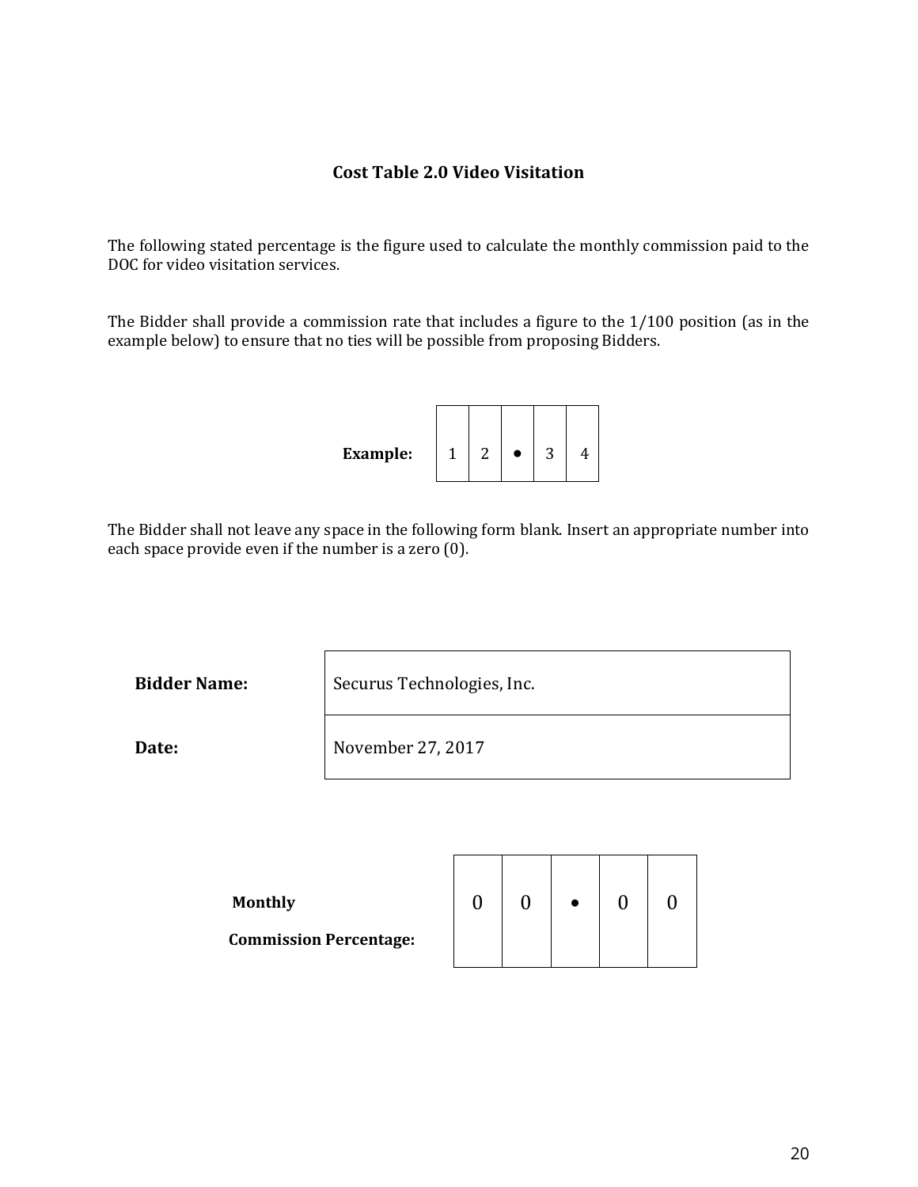## Cost Table 2.0 Video Visitation

The following stated percentage is the figure used to calculate the monthly commission paid to the DOC for video visitation services.

The Bidder shall provide a commission rate that includes a figure to the 1/100 position (as in the example below) to ensure that no ties will be possible from proposing Bidders.

**Example:**

| 1 | 2 | • | 3 | 4 |
|---|---|---|---|---|

The Bidder shall not leave any space in the following form blank. Insert an appropriate number into each space provide even if the number is a zero (0).

| | |
|---|---|
| **Bidder Name:** | Securus Technologies, Inc. |
| **Date:** | November 27, 2017 |

**Monthly Commission Percentage:**

| 0 | 0 | • | 0 | 0 |
|---|---|---|---|---|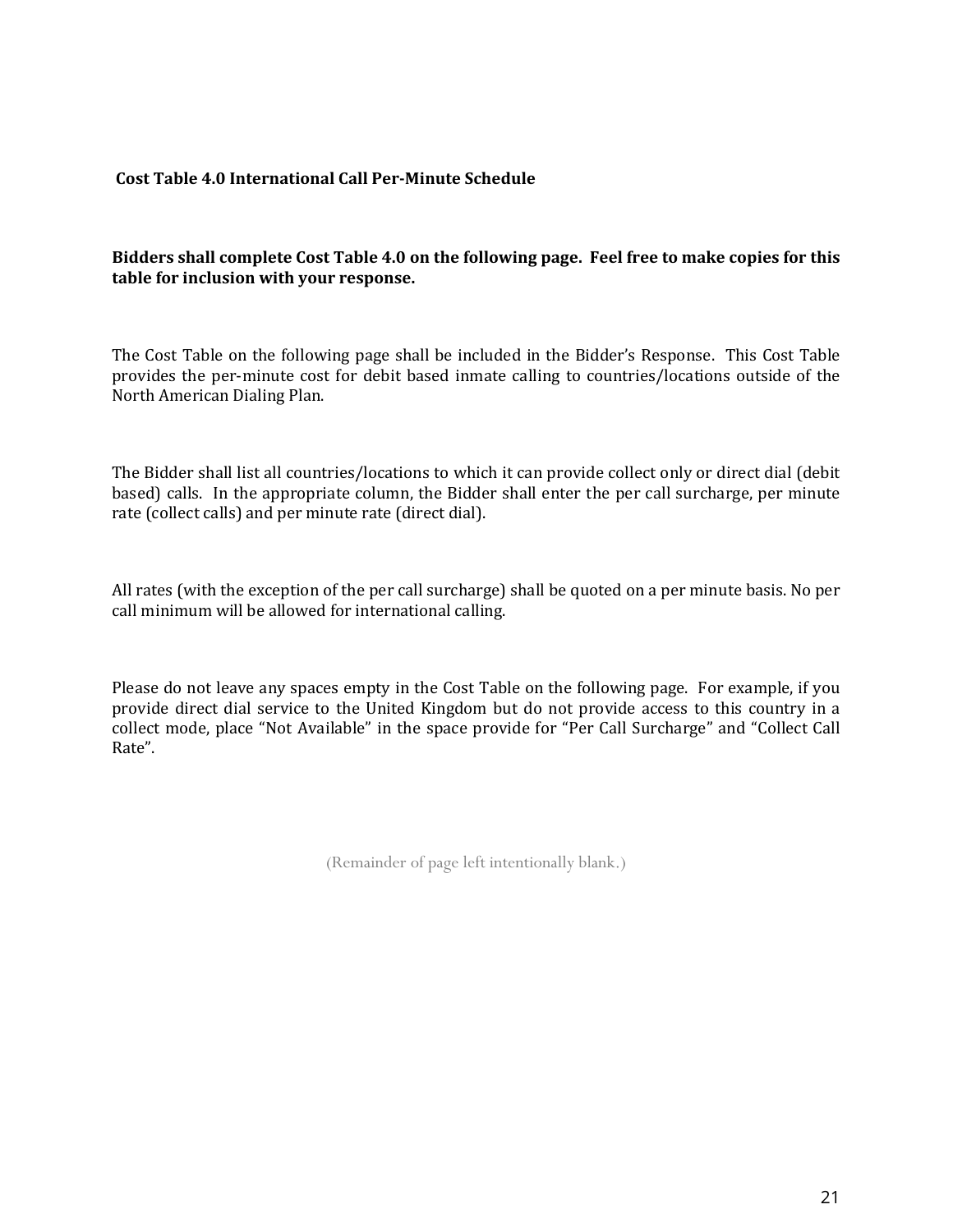### Cost Table 4.0 International Call Per-Minute Schedule

**Bidders shall complete Cost Table 4.0 on the following page. Feel free to make copies for this table for inclusion with your response.**

The Cost Table on the following page shall be included in the Bidder's Response. This Cost Table provides the per-minute cost for debit based inmate calling to countries/locations outside of the North American Dialing Plan.

The Bidder shall list all countries/locations to which it can provide collect only or direct dial (debit based) calls. In the appropriate column, the Bidder shall enter the per call surcharge, per minute rate (collect calls) and per minute rate (direct dial).

All rates (with the exception of the per call surcharge) shall be quoted on a per minute basis. No per call minimum will be allowed for international calling.

Please do not leave any spaces empty in the Cost Table on the following page. For example, if you provide direct dial service to the United Kingdom but do not provide access to this country in a collect mode, place "Not Available" in the space provide for "Per Call Surcharge" and "Collect Call Rate".

(Remainder of page left intentionally blank.)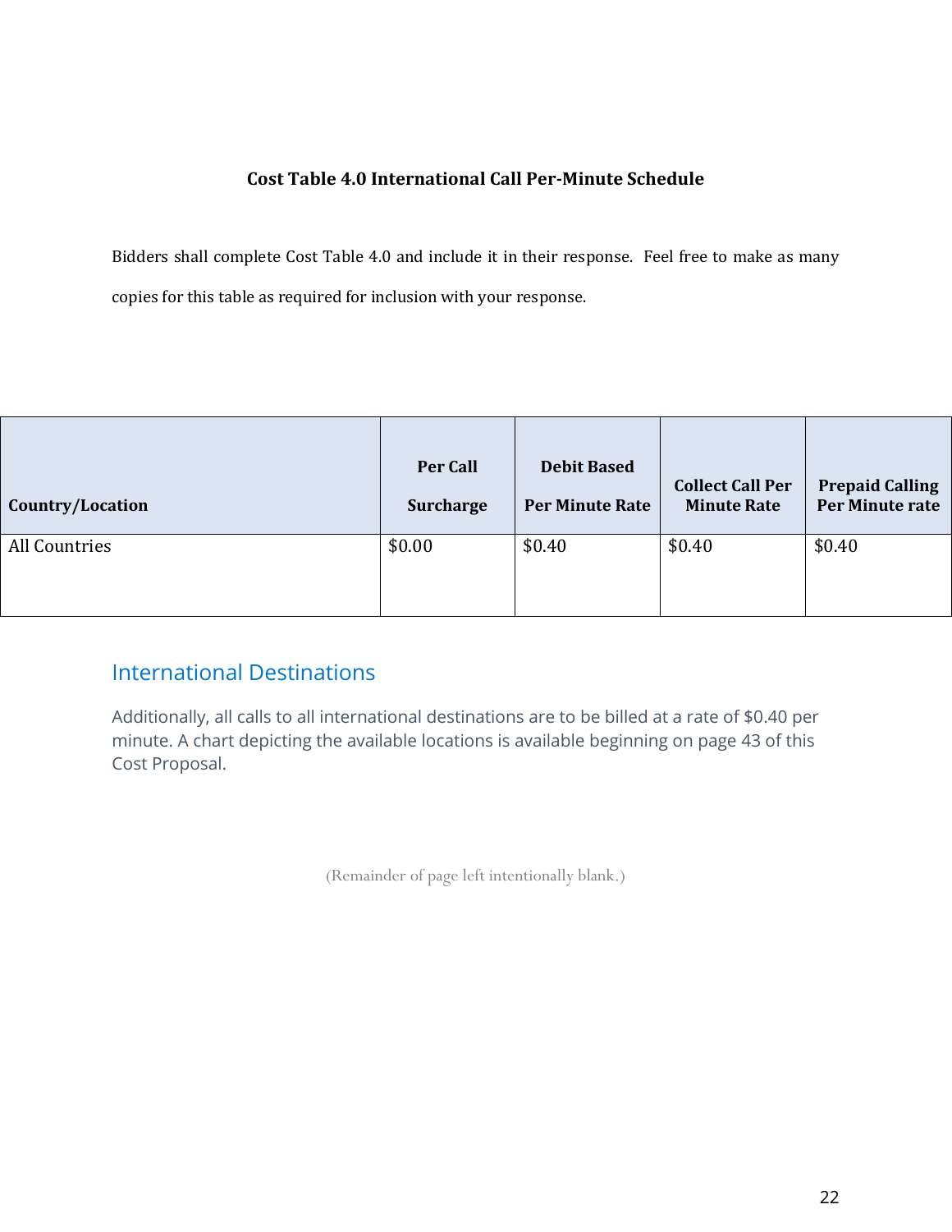**Cost Table 4.0 International Call Per-Minute Schedule**

Bidders shall complete Cost Table 4.0 and include it in their response. Feel free to make as many copies for this table as required for inclusion with your response.

| Country/Location | Per Call Surcharge | Debit Based Per Minute Rate | Collect Call Per Minute Rate | Prepaid Calling Per Minute rate |
| --- | --- | --- | --- | --- |
| All Countries | $0.00 | $0.40 | $0.40 | $0.40 |

## International Destinations

Additionally, all calls to all international destinations are to be billed at a rate of $0.40 per minute. A chart depicting the available locations is available beginning on page 43 of this Cost Proposal.

(Remainder of page left intentionally blank.)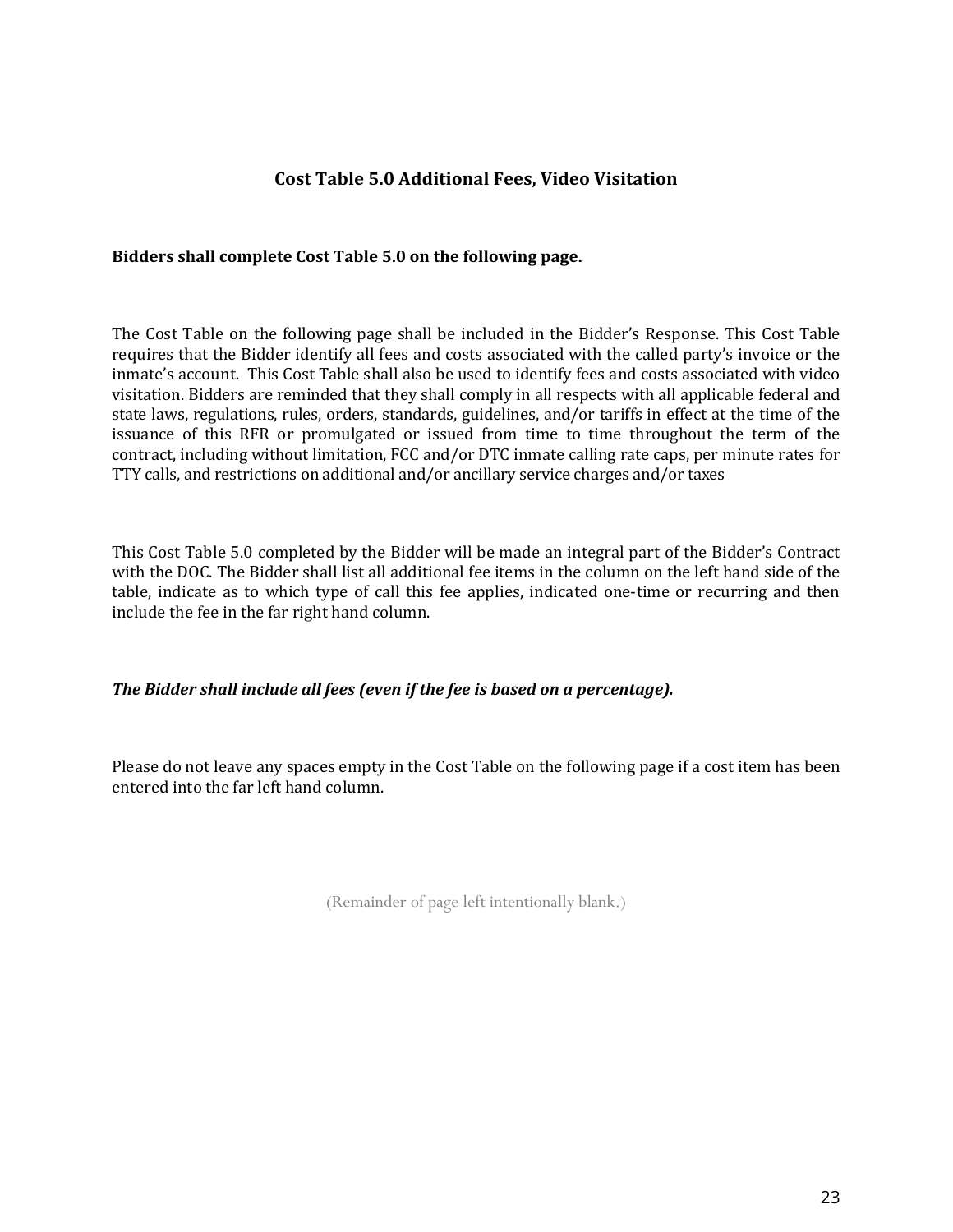## Cost Table 5.0 Additional Fees, Video Visitation

**Bidders shall complete Cost Table 5.0 on the following page.**

The Cost Table on the following page shall be included in the Bidder's Response. This Cost Table requires that the Bidder identify all fees and costs associated with the called party's invoice or the inmate's account. This Cost Table shall also be used to identify fees and costs associated with video visitation. Bidders are reminded that they shall comply in all respects with all applicable federal and state laws, regulations, rules, orders, standards, guidelines, and/or tariffs in effect at the time of the issuance of this RFR or promulgated or issued from time to time throughout the term of the contract, including without limitation, FCC and/or DTC inmate calling rate caps, per minute rates for TTY calls, and restrictions on additional and/or ancillary service charges and/or taxes

This Cost Table 5.0 completed by the Bidder will be made an integral part of the Bidder's Contract with the DOC. The Bidder shall list all additional fee items in the column on the left hand side of the table, indicate as to which type of call this fee applies, indicated one-time or recurring and then include the fee in the far right hand column.

***The Bidder shall include all fees (even if the fee is based on a percentage).***

Please do not leave any spaces empty in the Cost Table on the following page if a cost item has been entered into the far left hand column.

(Remainder of page left intentionally blank.)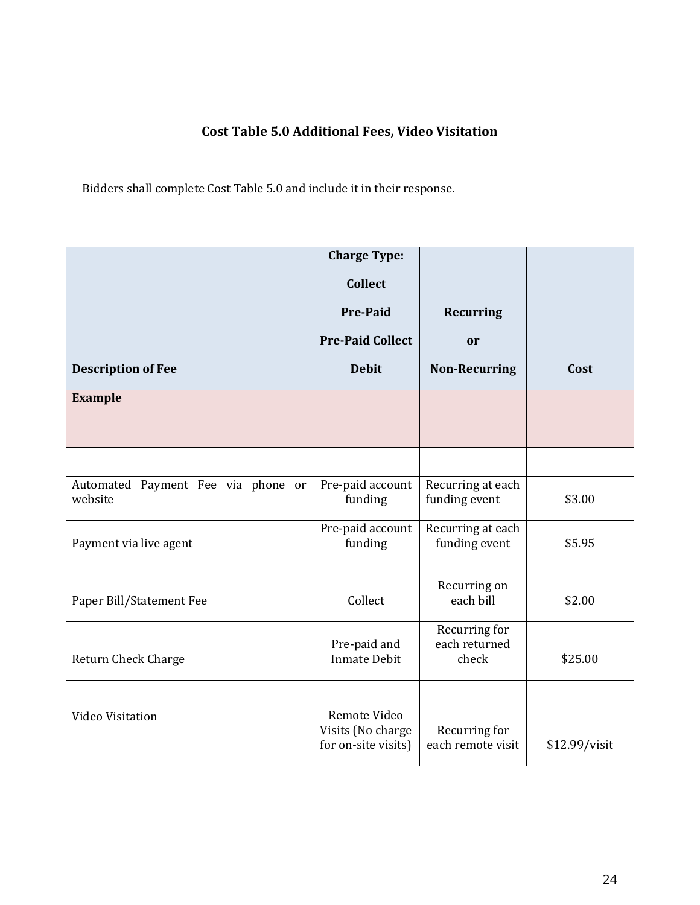### Cost Table 5.0 Additional Fees, Video Visitation

Bidders shall complete Cost Table 5.0 and include it in their response.

| Description of Fee | Charge Type: Collect Pre-Paid Pre-Paid Collect Debit | Recurring or Non-Recurring | Cost |
|---|---|---|---|
| **Example** | | | |
| | | | |
| Automated Payment Fee via phone or website | Pre-paid account funding | Recurring at each funding event | $3.00 |
| Payment via live agent | Pre-paid account funding | Recurring at each funding event | $5.95 |
| Paper Bill/Statement Fee | Collect | Recurring on each bill | $2.00 |
| Return Check Charge | Pre-paid and Inmate Debit | Recurring for each returned check | $25.00 |
| Video Visitation | Remote Video Visits (No charge for on-site visits) | Recurring for each remote visit | $12.99/visit |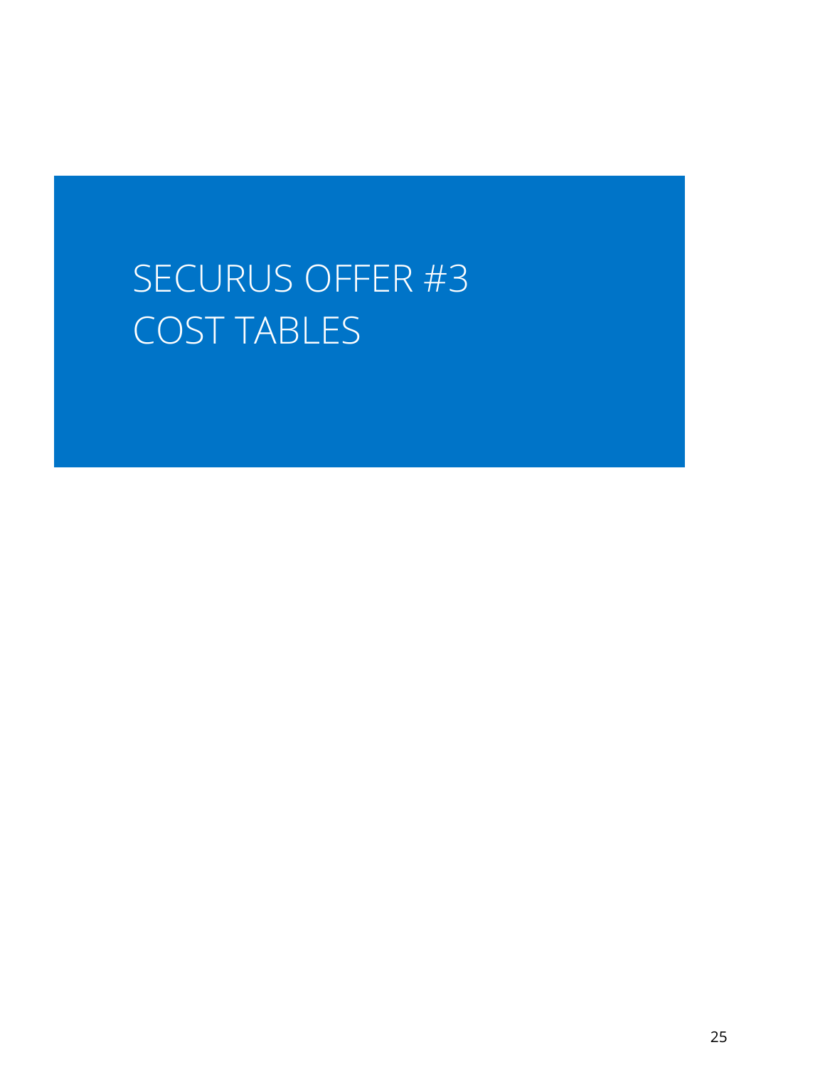# SECURUS OFFER #3 COST TABLES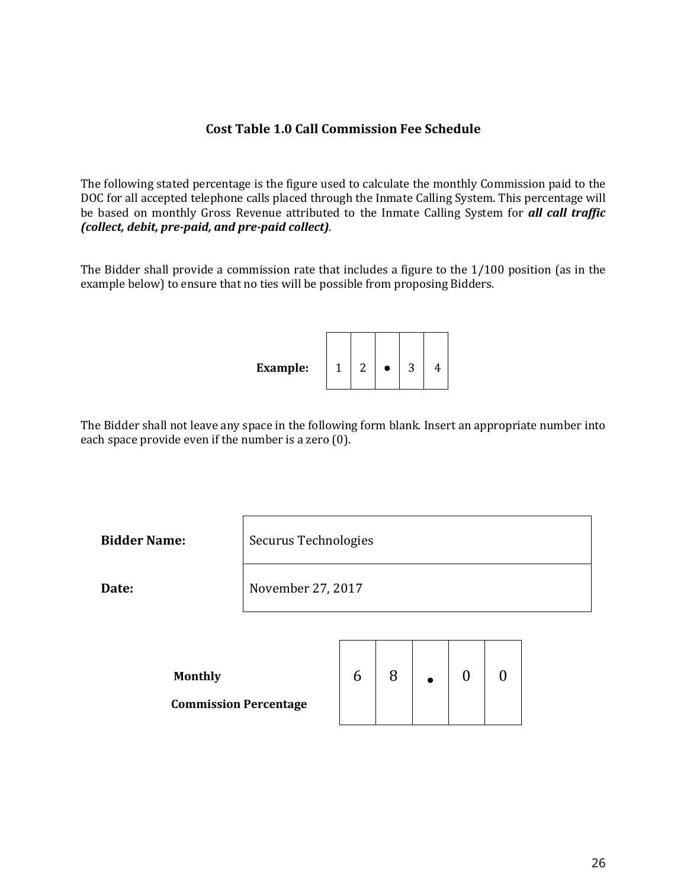### Cost Table 1.0 Call Commission Fee Schedule

The following stated percentage is the figure used to calculate the monthly Commission paid to the DOC for all accepted telephone calls placed through the Inmate Calling System. This percentage will be based on monthly Gross Revenue attributed to the Inmate Calling System for ***all call traffic (collect, debit, pre-paid, and pre-paid collect)***.

The Bidder shall provide a commission rate that includes a figure to the 1/100 position (as in the example below) to ensure that no ties will be possible from proposing Bidders.

| **Example:** | 1 | 2 | • | 3 | 4 |
|---|---|---|---|---|---|

The Bidder shall not leave any space in the following form blank. Insert an appropriate number into each space provide even if the number is a zero (0).

| | |
|---|---|
| **Bidder Name:** | Securus Technologies |
| **Date:** | November 27, 2017 |

| **Monthly Commission Percentage** | 6 | 8 | • | 0 | 0 |
|---|---|---|---|---|---|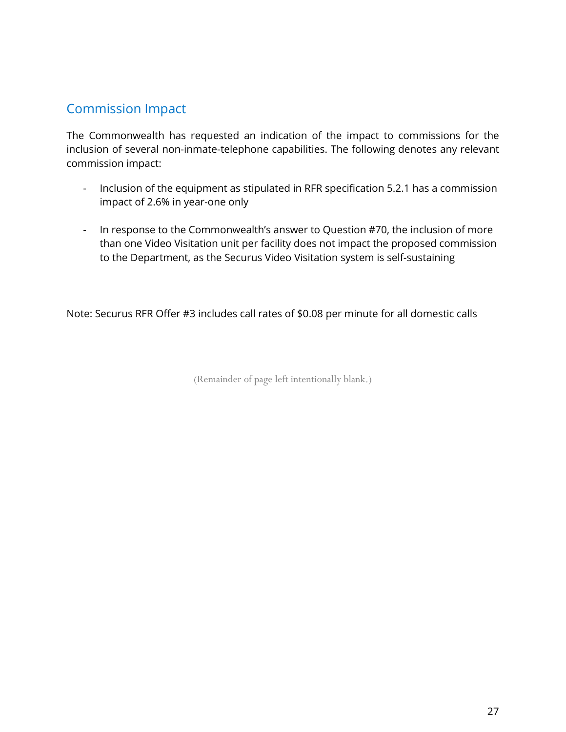## Commission Impact

The Commonwealth has requested an indication of the impact to commissions for the inclusion of several non-inmate-telephone capabilities. The following denotes any relevant commission impact:

- Inclusion of the equipment as stipulated in RFR specification 5.2.1 has a commission impact of 2.6% in year-one only

- In response to the Commonwealth's answer to Question #70, the inclusion of more than one Video Visitation unit per facility does not impact the proposed commission to the Department, as the Securus Video Visitation system is self-sustaining

Note: Securus RFR Offer #3 includes call rates of $0.08 per minute for all domestic calls

(Remainder of page left intentionally blank.)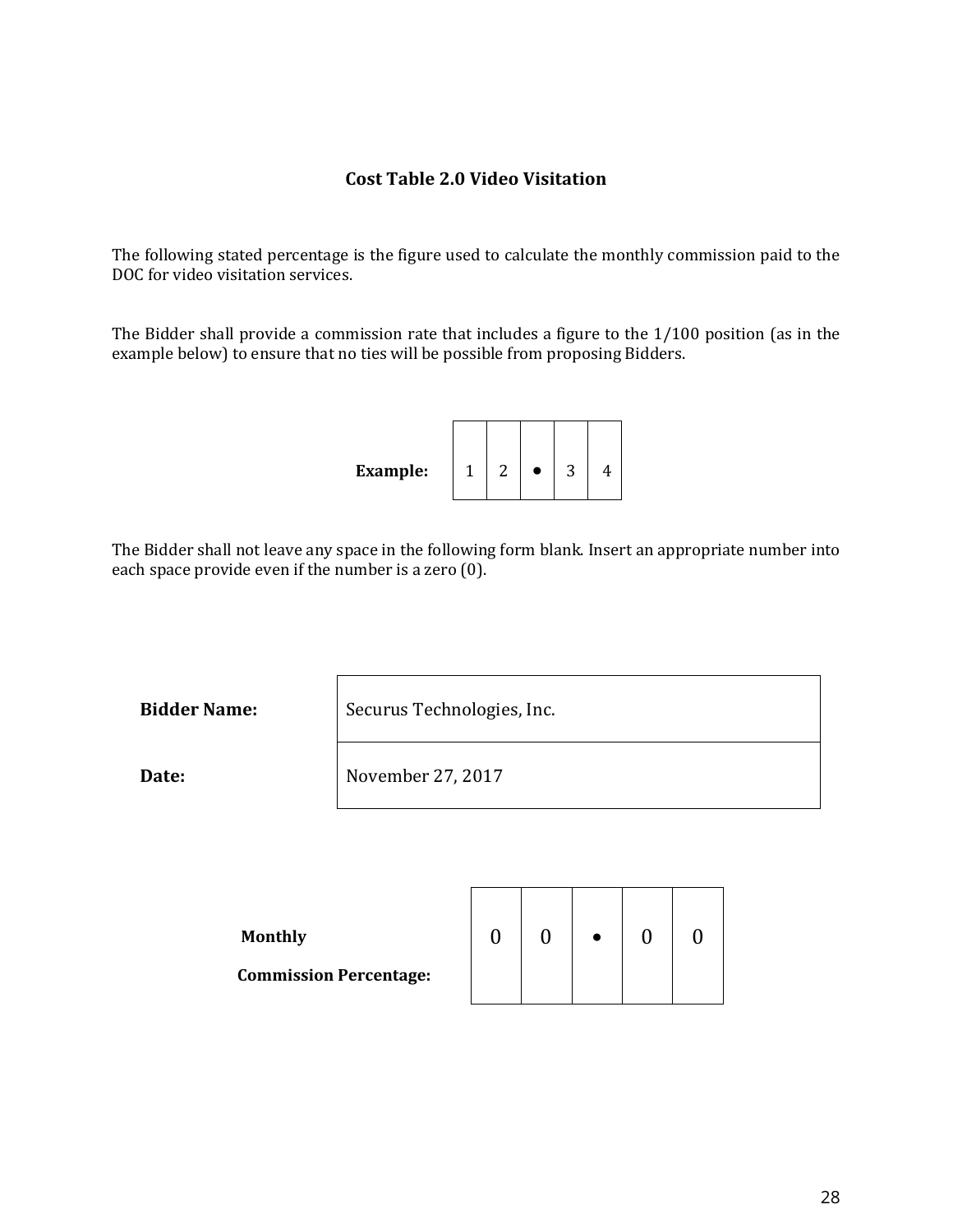## Cost Table 2.0 Video Visitation

The following stated percentage is the figure used to calculate the monthly commission paid to the DOC for video visitation services.

The Bidder shall provide a commission rate that includes a figure to the 1/100 position (as in the example below) to ensure that no ties will be possible from proposing Bidders.

**Example:**

| 1 | 2 | • | 3 | 4 |
|---|---|---|---|---|

The Bidder shall not leave any space in the following form blank. Insert an appropriate number into each space provide even if the number is a zero (0).

| | |
|---|---|
| **Bidder Name:** | Securus Technologies, Inc. |
| **Date:** | November 27, 2017 |

**Monthly Commission Percentage:**

| 0 | 0 | • | 0 | 0 |
|---|---|---|---|---|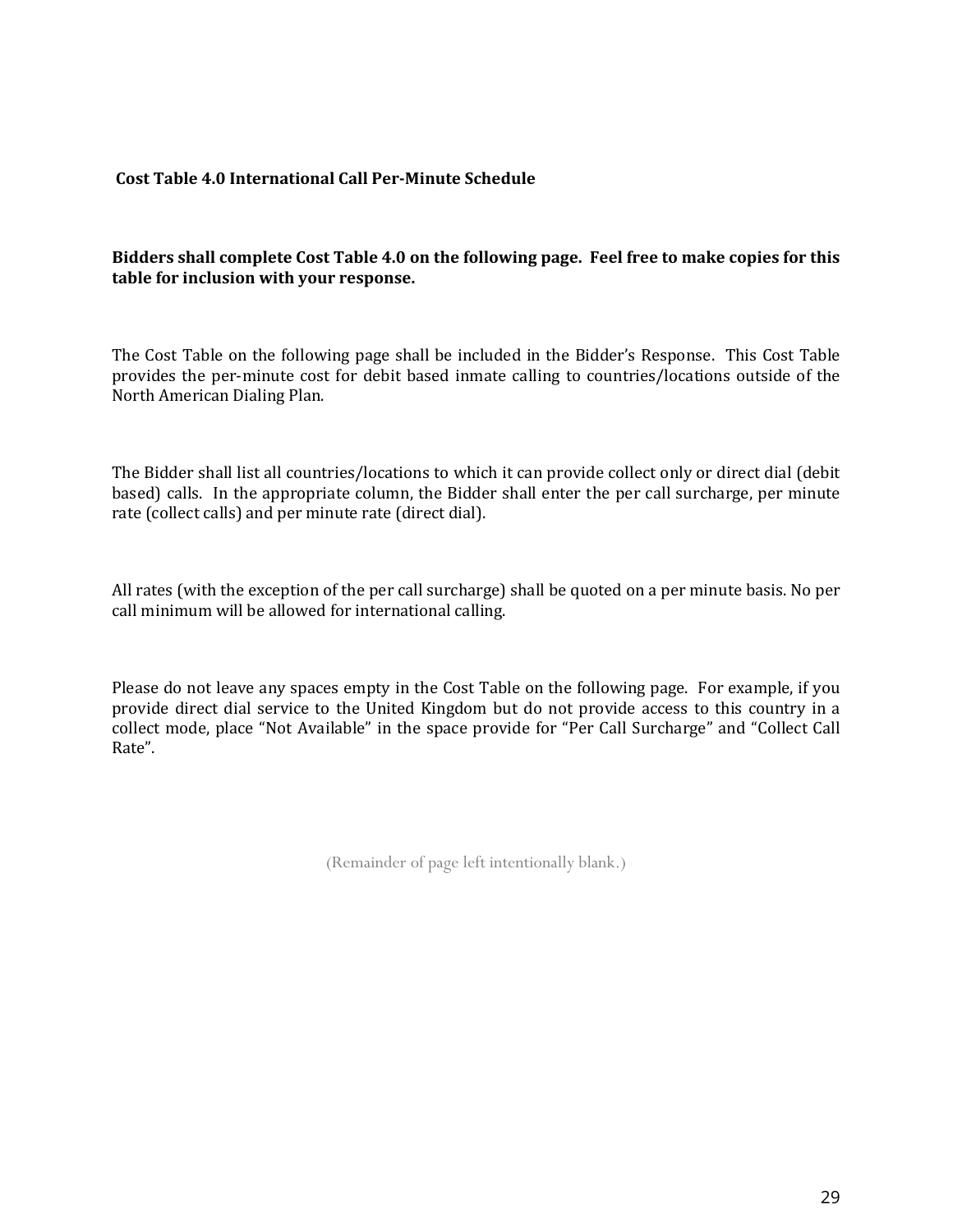### Cost Table 4.0 International Call Per-Minute Schedule

**Bidders shall complete Cost Table 4.0 on the following page. Feel free to make copies for this table for inclusion with your response.**

The Cost Table on the following page shall be included in the Bidder's Response. This Cost Table provides the per-minute cost for debit based inmate calling to countries/locations outside of the North American Dialing Plan.

The Bidder shall list all countries/locations to which it can provide collect only or direct dial (debit based) calls. In the appropriate column, the Bidder shall enter the per call surcharge, per minute rate (collect calls) and per minute rate (direct dial).

All rates (with the exception of the per call surcharge) shall be quoted on a per minute basis. No per call minimum will be allowed for international calling.

Please do not leave any spaces empty in the Cost Table on the following page. For example, if you provide direct dial service to the United Kingdom but do not provide access to this country in a collect mode, place "Not Available" in the space provide for "Per Call Surcharge" and "Collect Call Rate".

(Remainder of page left intentionally blank.)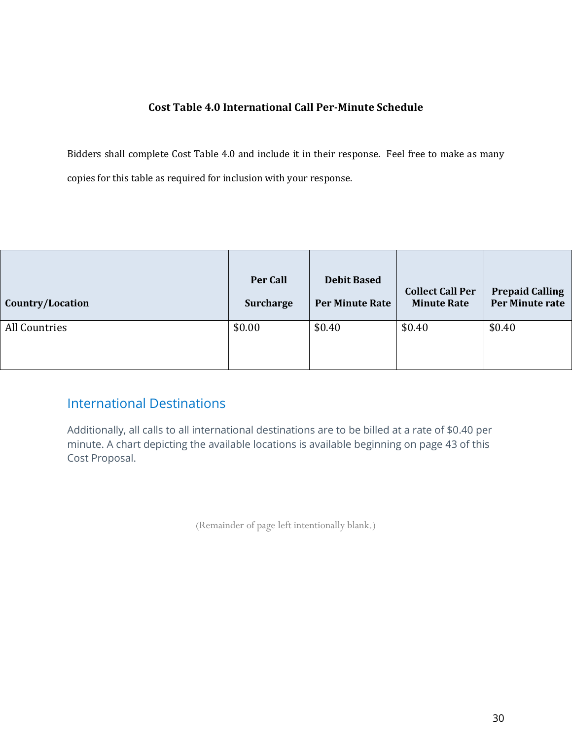**Cost Table 4.0 International Call Per-Minute Schedule**

Bidders shall complete Cost Table 4.0 and include it in their response. Feel free to make as many copies for this table as required for inclusion with your response.

| Country/Location | Per Call Surcharge | Debit Based Per Minute Rate | Collect Call Per Minute Rate | Prepaid Calling Per Minute rate |
|---|---|---|---|---|
| All Countries | $0.00 | $0.40 | $0.40 | $0.40 |

## International Destinations

Additionally, all calls to all international destinations are to be billed at a rate of $0.40 per minute. A chart depicting the available locations is available beginning on page 43 of this Cost Proposal.

(Remainder of page left intentionally blank.)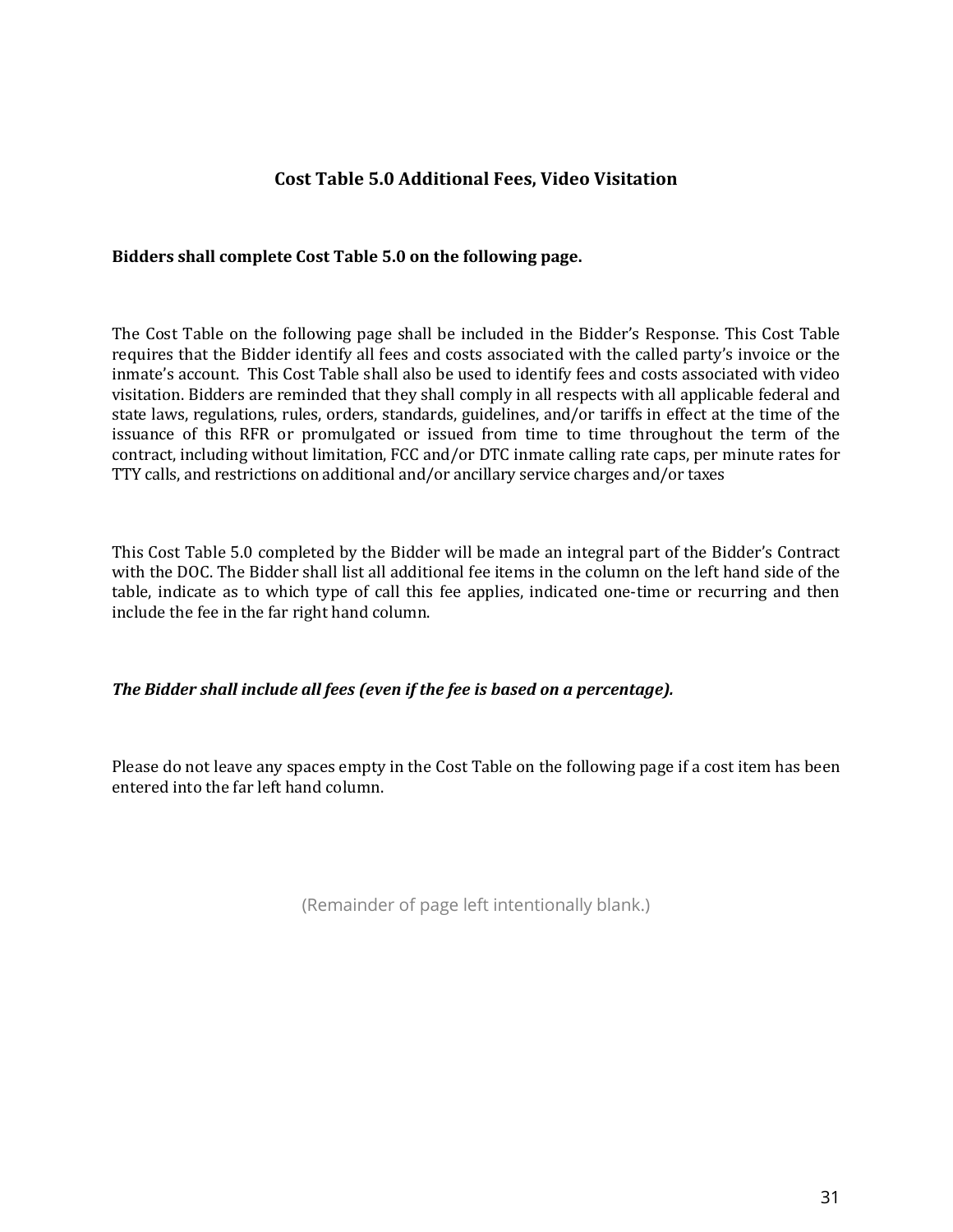## Cost Table 5.0 Additional Fees, Video Visitation

**Bidders shall complete Cost Table 5.0 on the following page.**

The Cost Table on the following page shall be included in the Bidder's Response. This Cost Table requires that the Bidder identify all fees and costs associated with the called party's invoice or the inmate's account. This Cost Table shall also be used to identify fees and costs associated with video visitation. Bidders are reminded that they shall comply in all respects with all applicable federal and state laws, regulations, rules, orders, standards, guidelines, and/or tariffs in effect at the time of the issuance of this RFR or promulgated or issued from time to time throughout the term of the contract, including without limitation, FCC and/or DTC inmate calling rate caps, per minute rates for TTY calls, and restrictions on additional and/or ancillary service charges and/or taxes

This Cost Table 5.0 completed by the Bidder will be made an integral part of the Bidder's Contract with the DOC. The Bidder shall list all additional fee items in the column on the left hand side of the table, indicate as to which type of call this fee applies, indicated one-time or recurring and then include the fee in the far right hand column.

***The Bidder shall include all fees (even if the fee is based on a percentage).***

Please do not leave any spaces empty in the Cost Table on the following page if a cost item has been entered into the far left hand column.

(Remainder of page left intentionally blank.)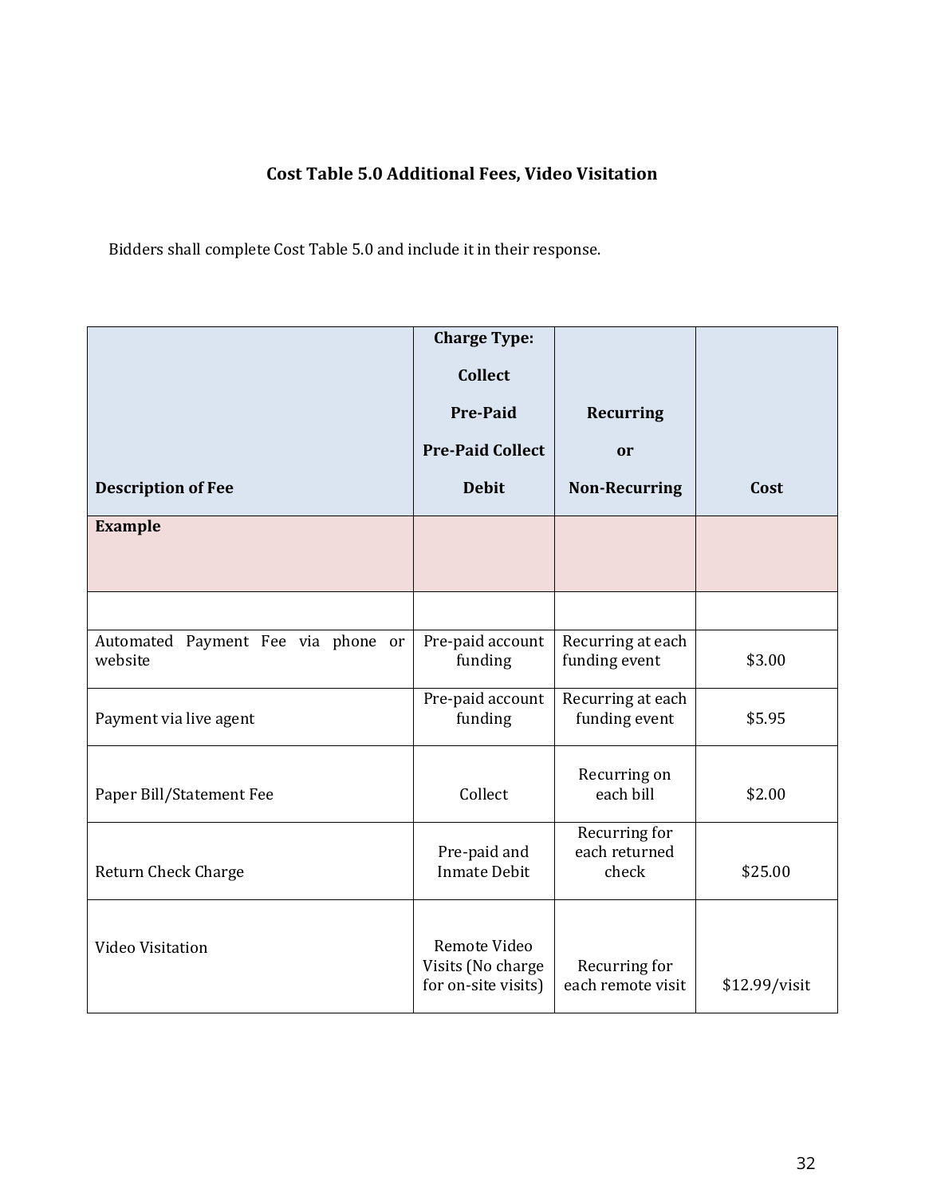## Cost Table 5.0 Additional Fees, Video Visitation

Bidders shall complete Cost Table 5.0 and include it in their response.

| Description of Fee | Charge Type: Collect Pre-Paid Pre-Paid Collect Debit | Recurring or Non-Recurring | Cost |
|---|---|---|---|
| **Example** | | | |
| | | | |
| Automated Payment Fee via phone or website | Pre-paid account funding | Recurring at each funding event | $3.00 |
| Payment via live agent | Pre-paid account funding | Recurring at each funding event | $5.95 |
| Paper Bill/Statement Fee | Collect | Recurring on each bill | $2.00 |
| Return Check Charge | Pre-paid and Inmate Debit | Recurring for each returned check | $25.00 |
| Video Visitation | Remote Video Visits (No charge for on-site visits) | Recurring for each remote visit | $12.99/visit |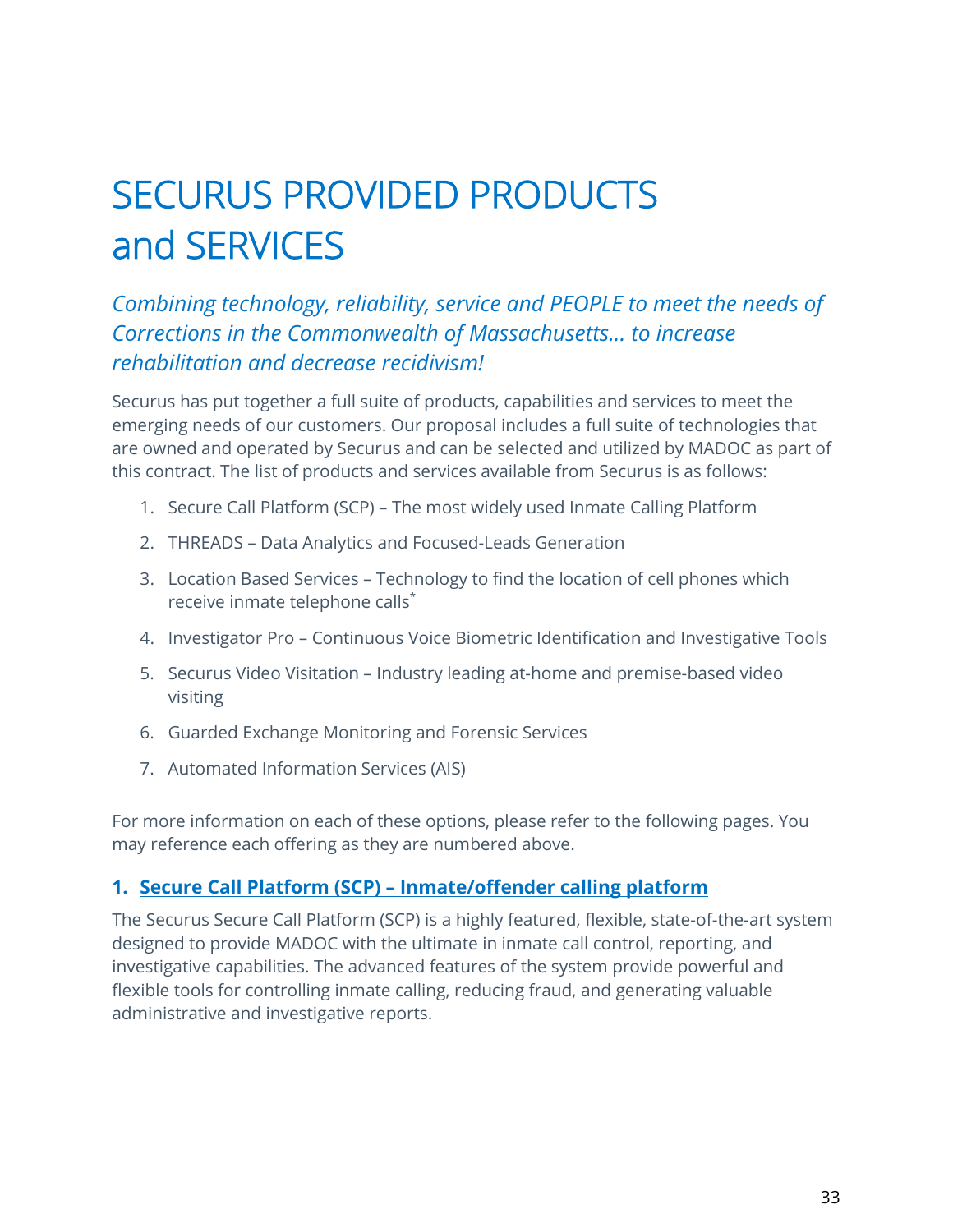# SECURUS PROVIDED PRODUCTS and SERVICES

*Combining technology, reliability, service and PEOPLE to meet the needs of Corrections in the Commonwealth of Massachusetts… to increase rehabilitation and decrease recidivism!*

Securus has put together a full suite of products, capabilities and services to meet the emerging needs of our customers. Our proposal includes a full suite of technologies that are owned and operated by Securus and can be selected and utilized by MADOC as part of this contract. The list of products and services available from Securus is as follows:

1. Secure Call Platform (SCP) – The most widely used Inmate Calling Platform
2. THREADS – Data Analytics and Focused-Leads Generation
3. Location Based Services – Technology to find the location of cell phones which receive inmate telephone calls*
4. Investigator Pro – Continuous Voice Biometric Identification and Investigative Tools
5. Securus Video Visitation – Industry leading at-home and premise-based video visiting
6. Guarded Exchange Monitoring and Forensic Services
7. Automated Information Services (AIS)

For more information on each of these options, please refer to the following pages. You may reference each offering as they are numbered above.

### 1. Secure Call Platform (SCP) – Inmate/offender calling platform

The Securus Secure Call Platform (SCP) is a highly featured, flexible, state-of-the-art system designed to provide MADOC with the ultimate in inmate call control, reporting, and investigative capabilities. The advanced features of the system provide powerful and flexible tools for controlling inmate calling, reducing fraud, and generating valuable administrative and investigative reports.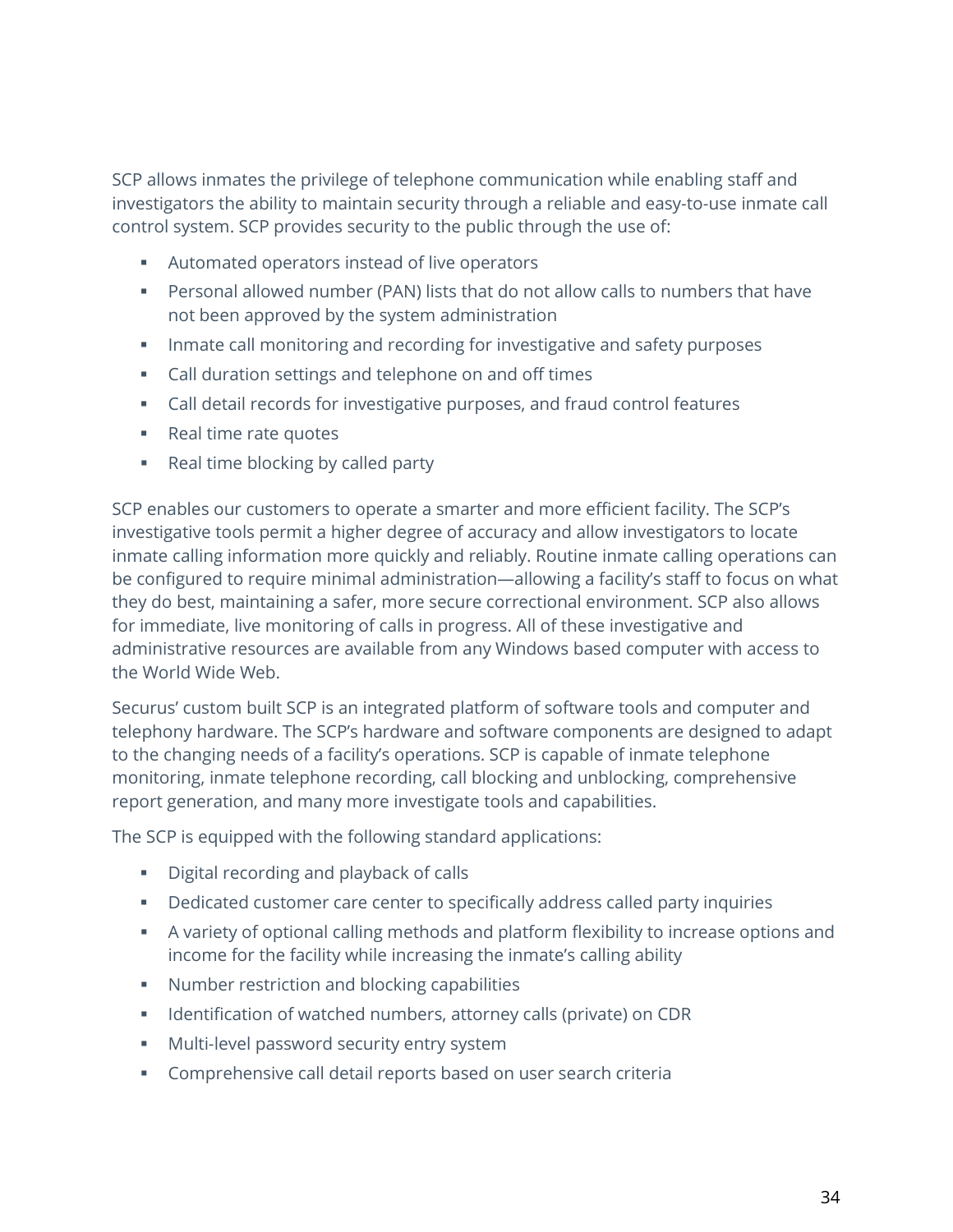SCP allows inmates the privilege of telephone communication while enabling staff and investigators the ability to maintain security through a reliable and easy-to-use inmate call control system. SCP provides security to the public through the use of:

- Automated operators instead of live operators
- Personal allowed number (PAN) lists that do not allow calls to numbers that have not been approved by the system administration
- Inmate call monitoring and recording for investigative and safety purposes
- Call duration settings and telephone on and off times
- Call detail records for investigative purposes, and fraud control features
- Real time rate quotes
- Real time blocking by called party

SCP enables our customers to operate a smarter and more efficient facility. The SCP's investigative tools permit a higher degree of accuracy and allow investigators to locate inmate calling information more quickly and reliably. Routine inmate calling operations can be configured to require minimal administration—allowing a facility's staff to focus on what they do best, maintaining a safer, more secure correctional environment. SCP also allows for immediate, live monitoring of calls in progress. All of these investigative and administrative resources are available from any Windows based computer with access to the World Wide Web.

Securus' custom built SCP is an integrated platform of software tools and computer and telephony hardware. The SCP's hardware and software components are designed to adapt to the changing needs of a facility's operations. SCP is capable of inmate telephone monitoring, inmate telephone recording, call blocking and unblocking, comprehensive report generation, and many more investigate tools and capabilities.

The SCP is equipped with the following standard applications:

- Digital recording and playback of calls
- Dedicated customer care center to specifically address called party inquiries
- A variety of optional calling methods and platform flexibility to increase options and income for the facility while increasing the inmate's calling ability
- Number restriction and blocking capabilities
- Identification of watched numbers, attorney calls (private) on CDR
- Multi-level password security entry system
- Comprehensive call detail reports based on user search criteria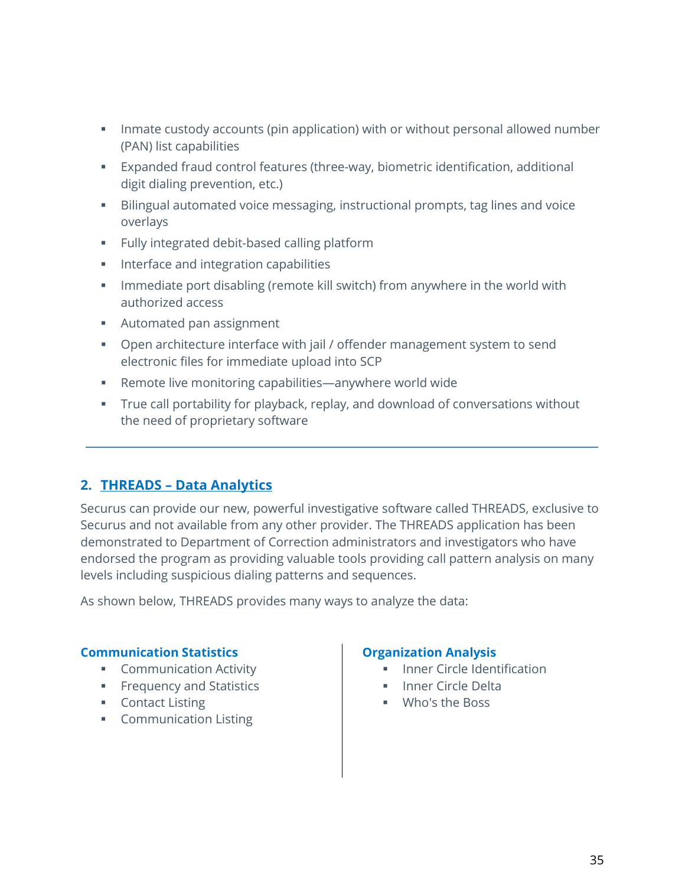- Inmate custody accounts (pin application) with or without personal allowed number (PAN) list capabilities
- Expanded fraud control features (three-way, biometric identification, additional digit dialing prevention, etc.)
- Bilingual automated voice messaging, instructional prompts, tag lines and voice overlays
- Fully integrated debit-based calling platform
- Interface and integration capabilities
- Immediate port disabling (remote kill switch) from anywhere in the world with authorized access
- Automated pan assignment
- Open architecture interface with jail / offender management system to send electronic files for immediate upload into SCP
- Remote live monitoring capabilities—anywhere world wide
- True call portability for playback, replay, and download of conversations without the need of proprietary software

---

## 2. THREADS – Data Analytics

Securus can provide our new, powerful investigative software called THREADS, exclusive to Securus and not available from any other provider. The THREADS application has been demonstrated to Department of Correction administrators and investigators who have endorsed the program as providing valuable tools providing call pattern analysis on many levels including suspicious dialing patterns and sequences.

As shown below, THREADS provides many ways to analyze the data:

**Communication Statistics**

- Communication Activity
- Frequency and Statistics
- Contact Listing
- Communication Listing

**Organization Analysis**

- Inner Circle Identification
- Inner Circle Delta
- Who's the Boss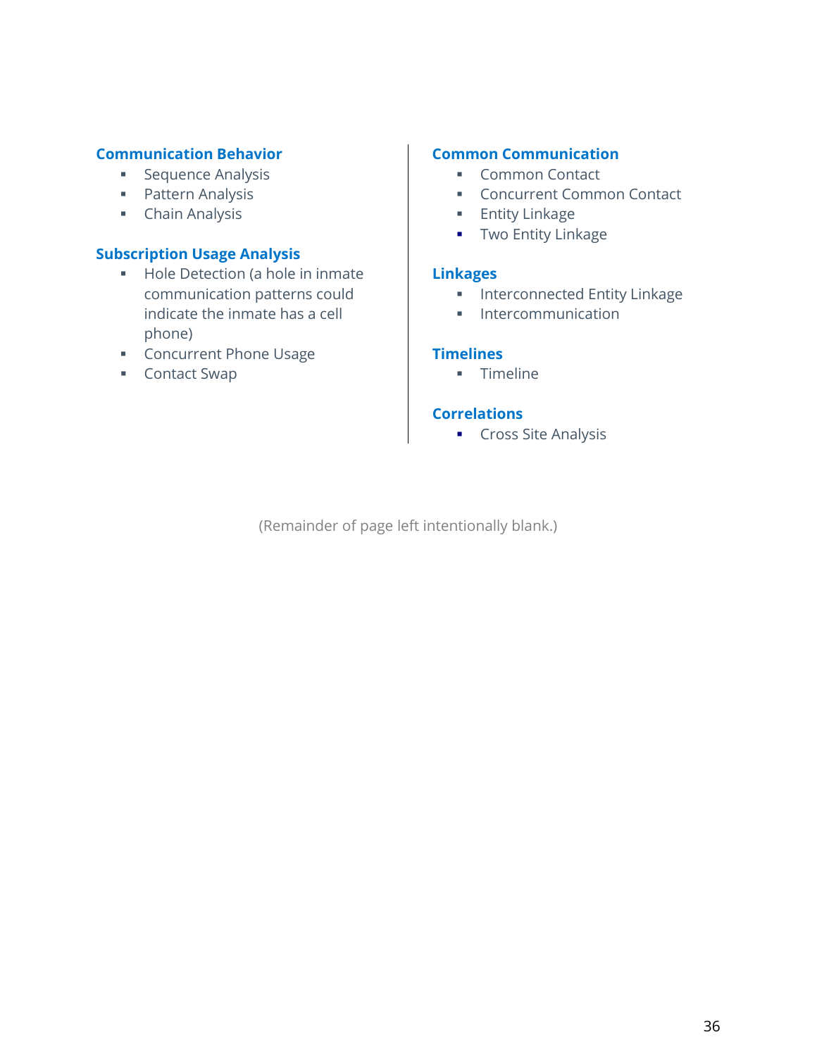### Communication Behavior

- Sequence Analysis
- Pattern Analysis
- Chain Analysis

### Subscription Usage Analysis

- Hole Detection (a hole in inmate communication patterns could indicate the inmate has a cell phone)
- Concurrent Phone Usage
- Contact Swap

### Common Communication

- Common Contact
- Concurrent Common Contact
- Entity Linkage
- Two Entity Linkage

### Linkages

- Interconnected Entity Linkage
- Intercommunication

### Timelines

- Timeline

### Correlations

- Cross Site Analysis

(Remainder of page left intentionally blank.)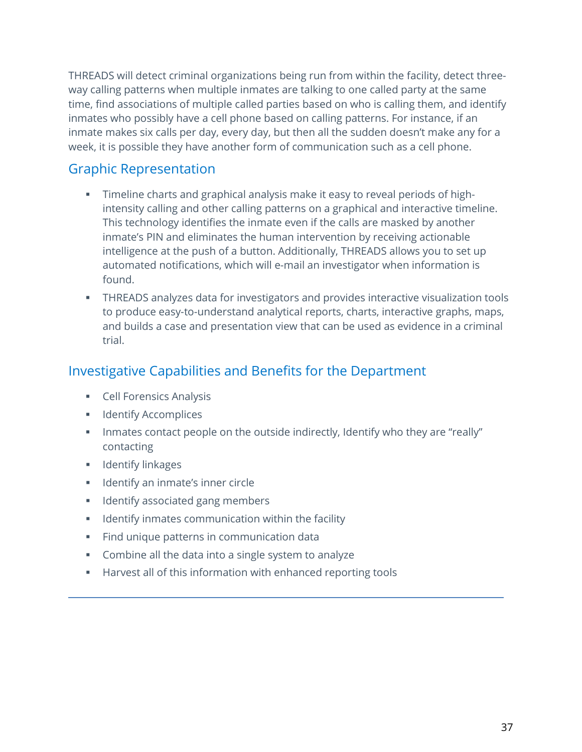THREADS will detect criminal organizations being run from within the facility, detect three-way calling patterns when multiple inmates are talking to one called party at the same time, find associations of multiple called parties based on who is calling them, and identify inmates who possibly have a cell phone based on calling patterns. For instance, if an inmate makes six calls per day, every day, but then all the sudden doesn't make any for a week, it is possible they have another form of communication such as a cell phone.

## Graphic Representation

- Timeline charts and graphical analysis make it easy to reveal periods of high-intensity calling and other calling patterns on a graphical and interactive timeline. This technology identifies the inmate even if the calls are masked by another inmate's PIN and eliminates the human intervention by receiving actionable intelligence at the push of a button. Additionally, THREADS allows you to set up automated notifications, which will e-mail an investigator when information is found.
- THREADS analyzes data for investigators and provides interactive visualization tools to produce easy-to-understand analytical reports, charts, interactive graphs, maps, and builds a case and presentation view that can be used as evidence in a criminal trial.

## Investigative Capabilities and Benefits for the Department

- Cell Forensics Analysis
- Identify Accomplices
- Inmates contact people on the outside indirectly, Identify who they are "really" contacting
- Identify linkages
- Identify an inmate's inner circle
- Identify associated gang members
- Identify inmates communication within the facility
- Find unique patterns in communication data
- Combine all the data into a single system to analyze
- Harvest all of this information with enhanced reporting tools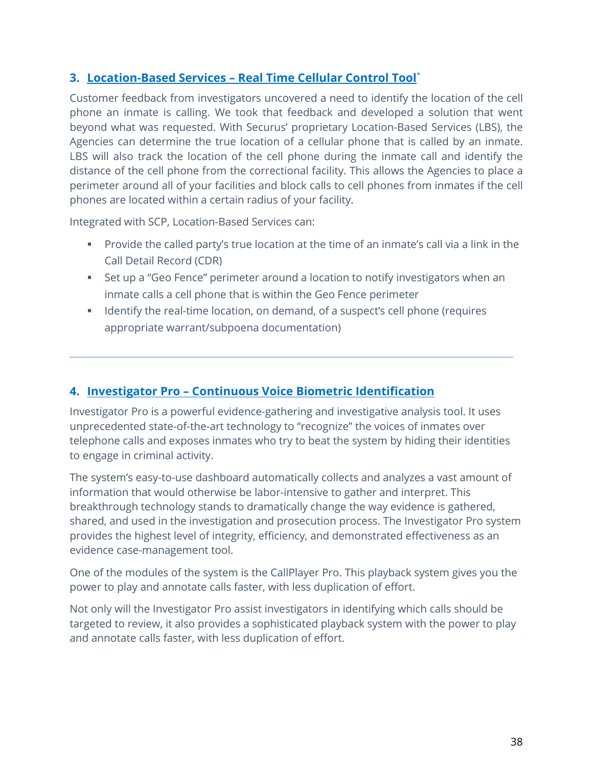### 3. Location-Based Services – Real Time Cellular Control Tool[*]

Customer feedback from investigators uncovered a need to identify the location of the cell phone an inmate is calling. We took that feedback and developed a solution that went beyond what was requested. With Securus' proprietary Location-Based Services (LBS), the Agencies can determine the true location of a cellular phone that is called by an inmate. LBS will also track the location of the cell phone during the inmate call and identify the distance of the cell phone from the correctional facility. This allows the Agencies to place a perimeter around all of your facilities and block calls to cell phones from inmates if the cell phones are located within a certain radius of your facility.

Integrated with SCP, Location-Based Services can:

- Provide the called party's true location at the time of an inmate's call via a link in the Call Detail Record (CDR)
- Set up a "Geo Fence" perimeter around a location to notify investigators when an inmate calls a cell phone that is within the Geo Fence perimeter
- Identify the real-time location, on demand, of a suspect's cell phone (requires appropriate warrant/subpoena documentation)

---

### 4. Investigator Pro – Continuous Voice Biometric Identification

Investigator Pro is a powerful evidence-gathering and investigative analysis tool. It uses unprecedented state-of-the-art technology to "recognize" the voices of inmates over telephone calls and exposes inmates who try to beat the system by hiding their identities to engage in criminal activity.

The system's easy-to-use dashboard automatically collects and analyzes a vast amount of information that would otherwise be labor-intensive to gather and interpret. This breakthrough technology stands to dramatically change the way evidence is gathered, shared, and used in the investigation and prosecution process. The Investigator Pro system provides the highest level of integrity, efficiency, and demonstrated effectiveness as an evidence case-management tool.

One of the modules of the system is the CallPlayer Pro. This playback system gives you the power to play and annotate calls faster, with less duplication of effort.

Not only will the Investigator Pro assist investigators in identifying which calls should be targeted to review, it also provides a sophisticated playback system with the power to play and annotate calls faster, with less duplication of effort.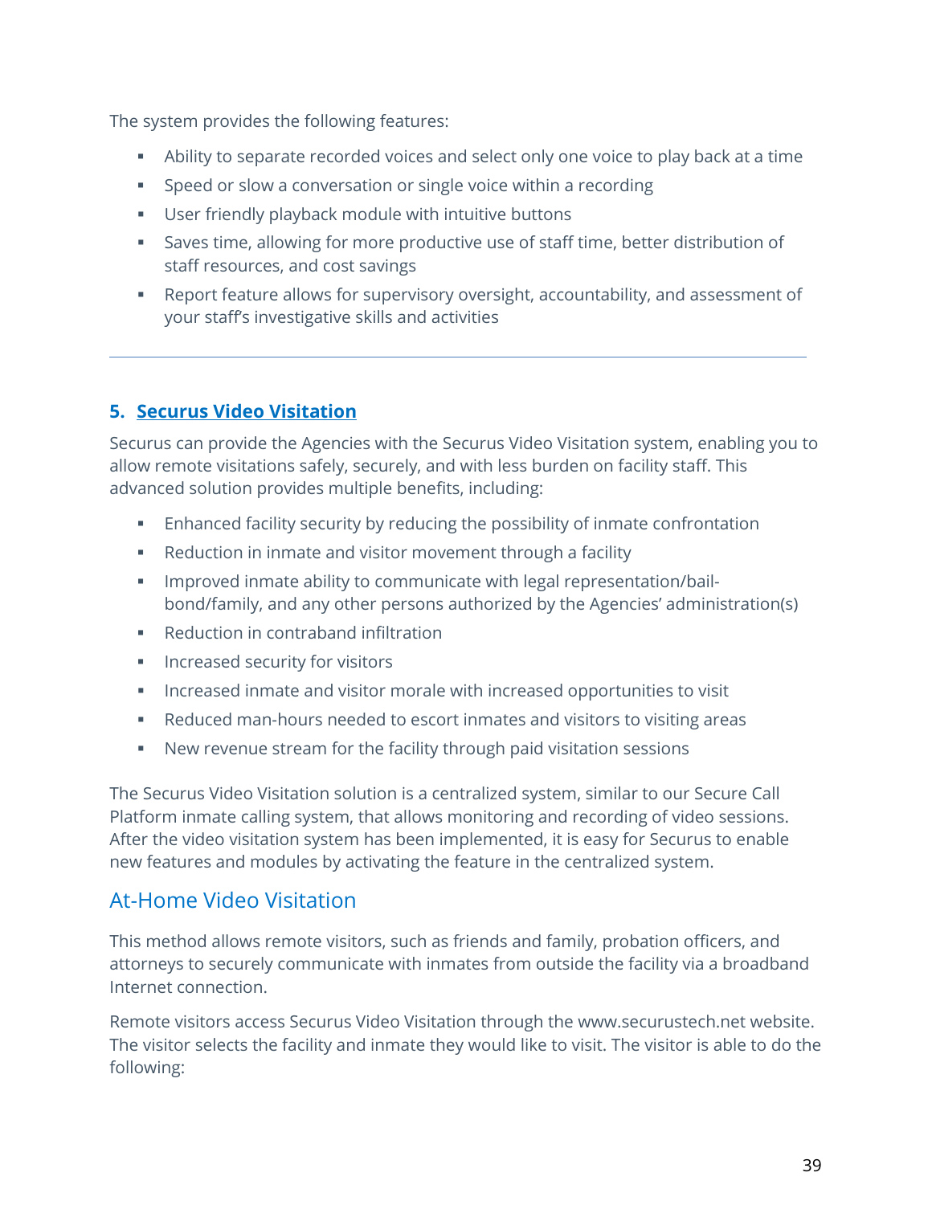The system provides the following features:

- Ability to separate recorded voices and select only one voice to play back at a time
- Speed or slow a conversation or single voice within a recording
- User friendly playback module with intuitive buttons
- Saves time, allowing for more productive use of staff time, better distribution of staff resources, and cost savings
- Report feature allows for supervisory oversight, accountability, and assessment of your staff's investigative skills and activities

---

### 5. Securus Video Visitation

Securus can provide the Agencies with the Securus Video Visitation system, enabling you to allow remote visitations safely, securely, and with less burden on facility staff. This advanced solution provides multiple benefits, including:

- Enhanced facility security by reducing the possibility of inmate confrontation
- Reduction in inmate and visitor movement through a facility
- Improved inmate ability to communicate with legal representation/bail-bond/family, and any other persons authorized by the Agencies' administration(s)
- Reduction in contraband infiltration
- Increased security for visitors
- Increased inmate and visitor morale with increased opportunities to visit
- Reduced man-hours needed to escort inmates and visitors to visiting areas
- New revenue stream for the facility through paid visitation sessions

The Securus Video Visitation solution is a centralized system, similar to our Secure Call Platform inmate calling system, that allows monitoring and recording of video sessions. After the video visitation system has been implemented, it is easy for Securus to enable new features and modules by activating the feature in the centralized system.

## At-Home Video Visitation

This method allows remote visitors, such as friends and family, probation officers, and attorneys to securely communicate with inmates from outside the facility via a broadband Internet connection.

Remote visitors access Securus Video Visitation through the www.securustech.net website. The visitor selects the facility and inmate they would like to visit. The visitor is able to do the following: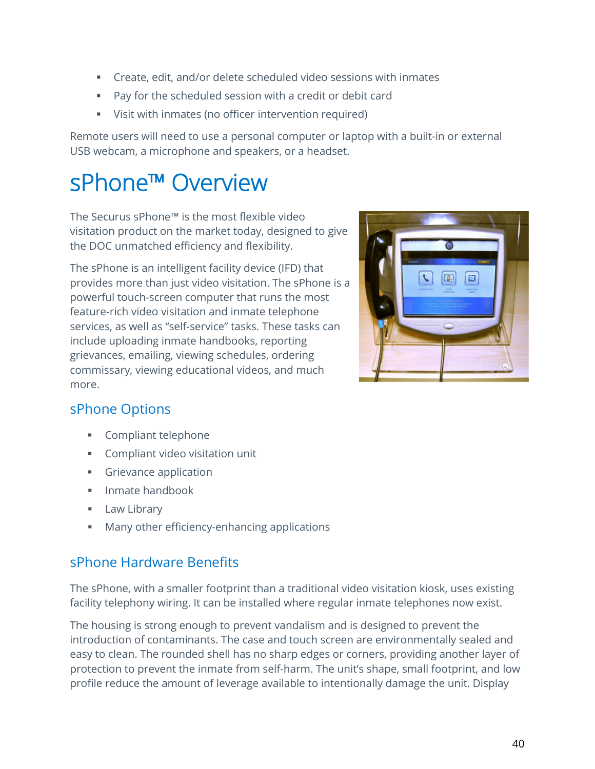- Create, edit, and/or delete scheduled video sessions with inmates
- Pay for the scheduled session with a credit or debit card
- Visit with inmates (no officer intervention required)

Remote users will need to use a personal computer or laptop with a built-in or external USB webcam, a microphone and speakers, or a headset.

# sPhone™ Overview

The Securus sPhone™ is the most flexible video visitation product on the market today, designed to give the DOC unmatched efficiency and flexibility.

The sPhone is an intelligent facility device (IFD) that provides more than just video visitation. The sPhone is a powerful touch-screen computer that runs the most feature-rich video visitation and inmate telephone services, as well as "self-service" tasks. These tasks can include uploading inmate handbooks, reporting grievances, emailing, viewing schedules, ordering commissary, viewing educational videos, and much more.

## sPhone Options

- Compliant telephone
- Compliant video visitation unit
- Grievance application
- Inmate handbook
- Law Library
- Many other efficiency-enhancing applications

## sPhone Hardware Benefits

The sPhone, with a smaller footprint than a traditional video visitation kiosk, uses existing facility telephony wiring. It can be installed where regular inmate telephones now exist.

The housing is strong enough to prevent vandalism and is designed to prevent the introduction of contaminants. The case and touch screen are environmentally sealed and easy to clean. The rounded shell has no sharp edges or corners, providing another layer of protection to prevent the inmate from self-harm. The unit's shape, small footprint, and low profile reduce the amount of leverage available to intentionally damage the unit. Display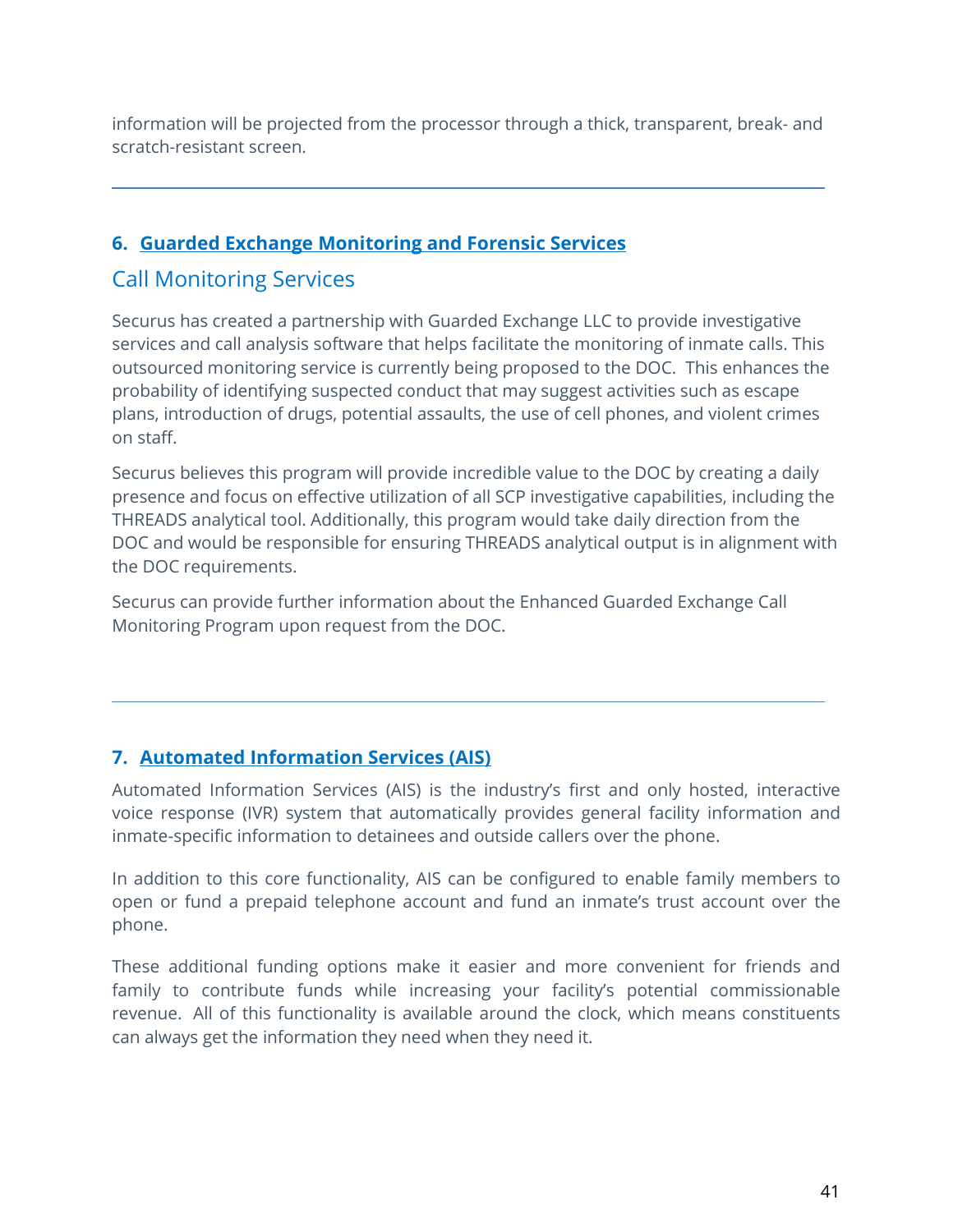information will be projected from the processor through a thick, transparent, break- and scratch-resistant screen.

---

### 6. Guarded Exchange Monitoring and Forensic Services

## Call Monitoring Services

Securus has created a partnership with Guarded Exchange LLC to provide investigative services and call analysis software that helps facilitate the monitoring of inmate calls. This outsourced monitoring service is currently being proposed to the DOC. This enhances the probability of identifying suspected conduct that may suggest activities such as escape plans, introduction of drugs, potential assaults, the use of cell phones, and violent crimes on staff.

Securus believes this program will provide incredible value to the DOC by creating a daily presence and focus on effective utilization of all SCP investigative capabilities, including the THREADS analytical tool. Additionally, this program would take daily direction from the DOC and would be responsible for ensuring THREADS analytical output is in alignment with the DOC requirements.

Securus can provide further information about the Enhanced Guarded Exchange Call Monitoring Program upon request from the DOC.

---

### 7. Automated Information Services (AIS)

Automated Information Services (AIS) is the industry's first and only hosted, interactive voice response (IVR) system that automatically provides general facility information and inmate-specific information to detainees and outside callers over the phone.

In addition to this core functionality, AIS can be configured to enable family members to open or fund a prepaid telephone account and fund an inmate's trust account over the phone.

These additional funding options make it easier and more convenient for friends and family to contribute funds while increasing your facility's potential commissionable revenue. All of this functionality is available around the clock, which means constituents can always get the information they need when they need it.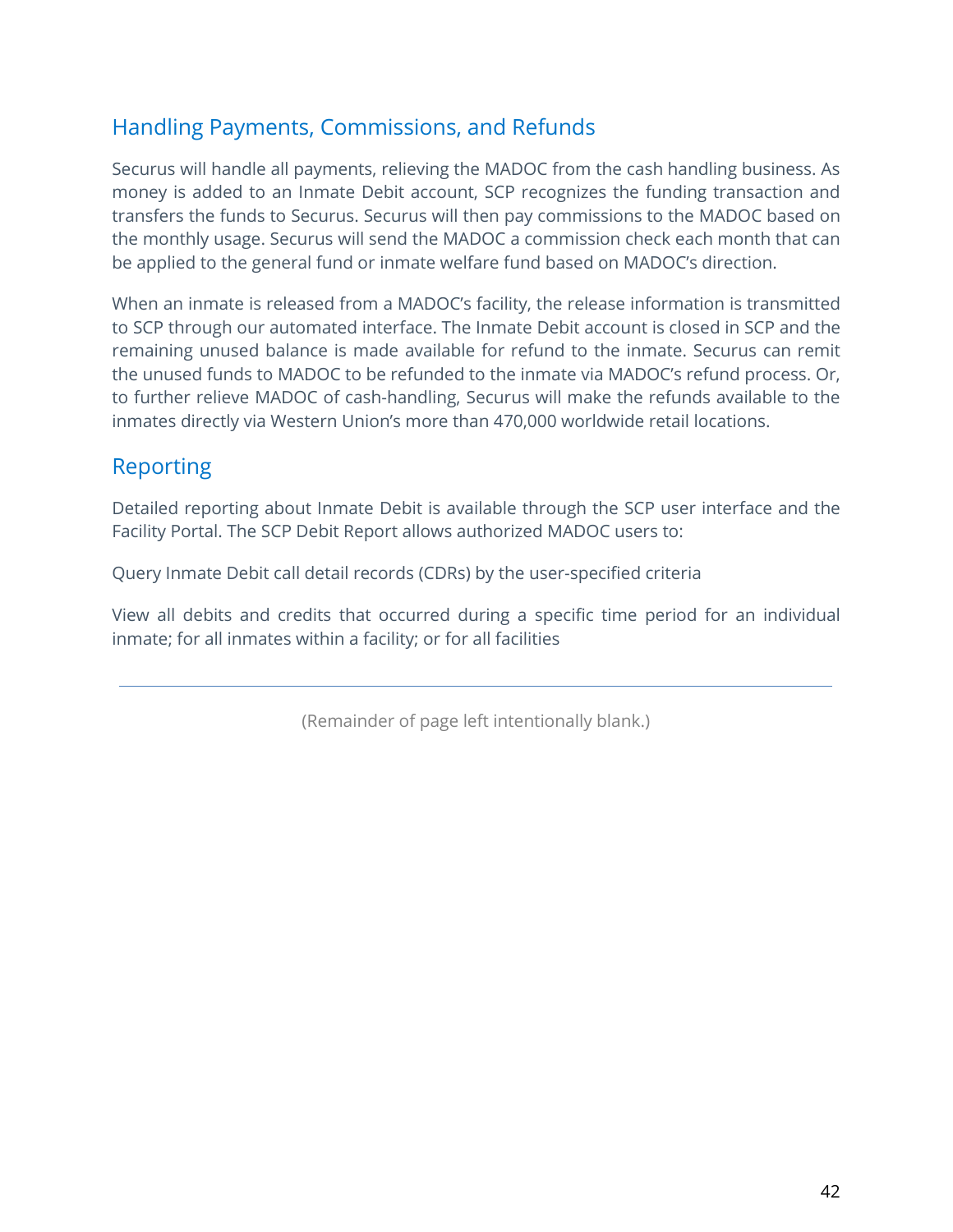## Handling Payments, Commissions, and Refunds

Securus will handle all payments, relieving the MADOC from the cash handling business. As money is added to an Inmate Debit account, SCP recognizes the funding transaction and transfers the funds to Securus. Securus will then pay commissions to the MADOC based on the monthly usage. Securus will send the MADOC a commission check each month that can be applied to the general fund or inmate welfare fund based on MADOC's direction.

When an inmate is released from a MADOC's facility, the release information is transmitted to SCP through our automated interface. The Inmate Debit account is closed in SCP and the remaining unused balance is made available for refund to the inmate. Securus can remit the unused funds to MADOC to be refunded to the inmate via MADOC's refund process. Or, to further relieve MADOC of cash-handling, Securus will make the refunds available to the inmates directly via Western Union's more than 470,000 worldwide retail locations.

## Reporting

Detailed reporting about Inmate Debit is available through the SCP user interface and the Facility Portal. The SCP Debit Report allows authorized MADOC users to:

Query Inmate Debit call detail records (CDRs) by the user-specified criteria

View all debits and credits that occurred during a specific time period for an individual inmate; for all inmates within a facility; or for all facilities

---

(Remainder of page left intentionally blank.)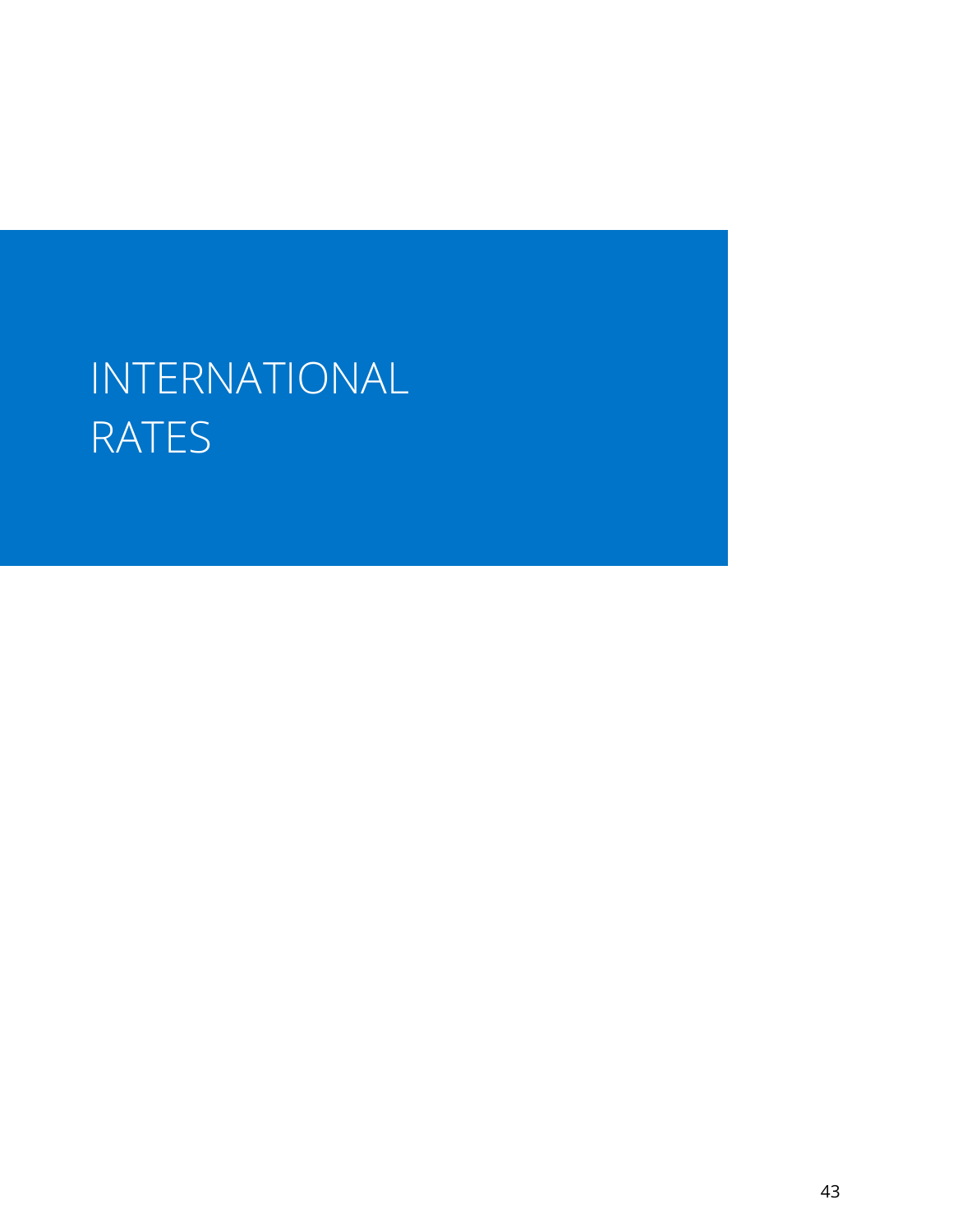# INTERNATIONAL RATES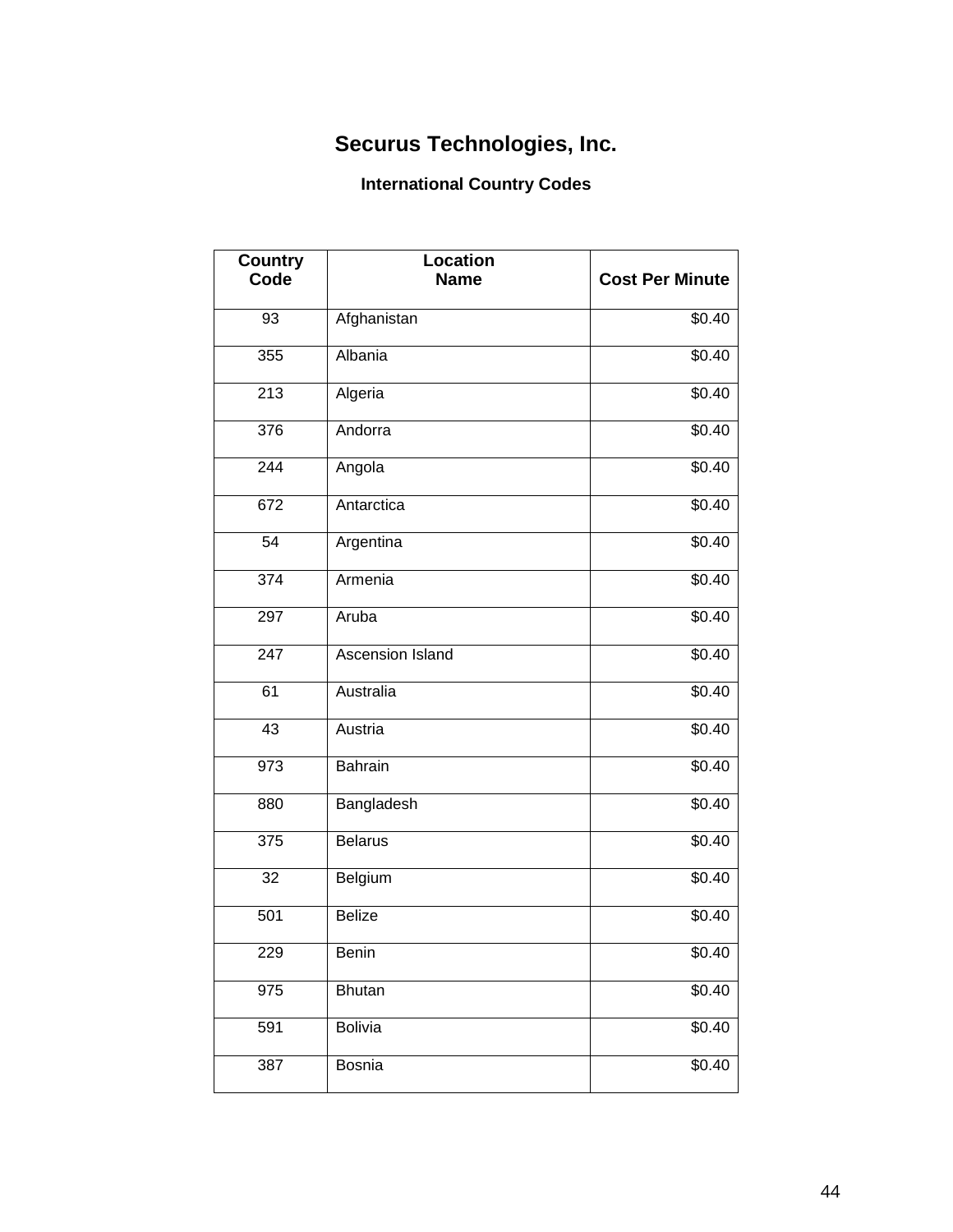# Securus Technologies, Inc.

### International Country Codes

| Country Code | Location Name | Cost Per Minute |
|---|---|---|
| 93 | Afghanistan | $0.40 |
| 355 | Albania | $0.40 |
| 213 | Algeria | $0.40 |
| 376 | Andorra | $0.40 |
| 244 | Angola | $0.40 |
| 672 | Antarctica | $0.40 |
| 54 | Argentina | $0.40 |
| 374 | Armenia | $0.40 |
| 297 | Aruba | $0.40 |
| 247 | Ascension Island | $0.40 |
| 61 | Australia | $0.40 |
| 43 | Austria | $0.40 |
| 973 | Bahrain | $0.40 |
| 880 | Bangladesh | $0.40 |
| 375 | Belarus | $0.40 |
| 32 | Belgium | $0.40 |
| 501 | Belize | $0.40 |
| 229 | Benin | $0.40 |
| 975 | Bhutan | $0.40 |
| 591 | Bolivia | $0.40 |
| 387 | Bosnia | $0.40 |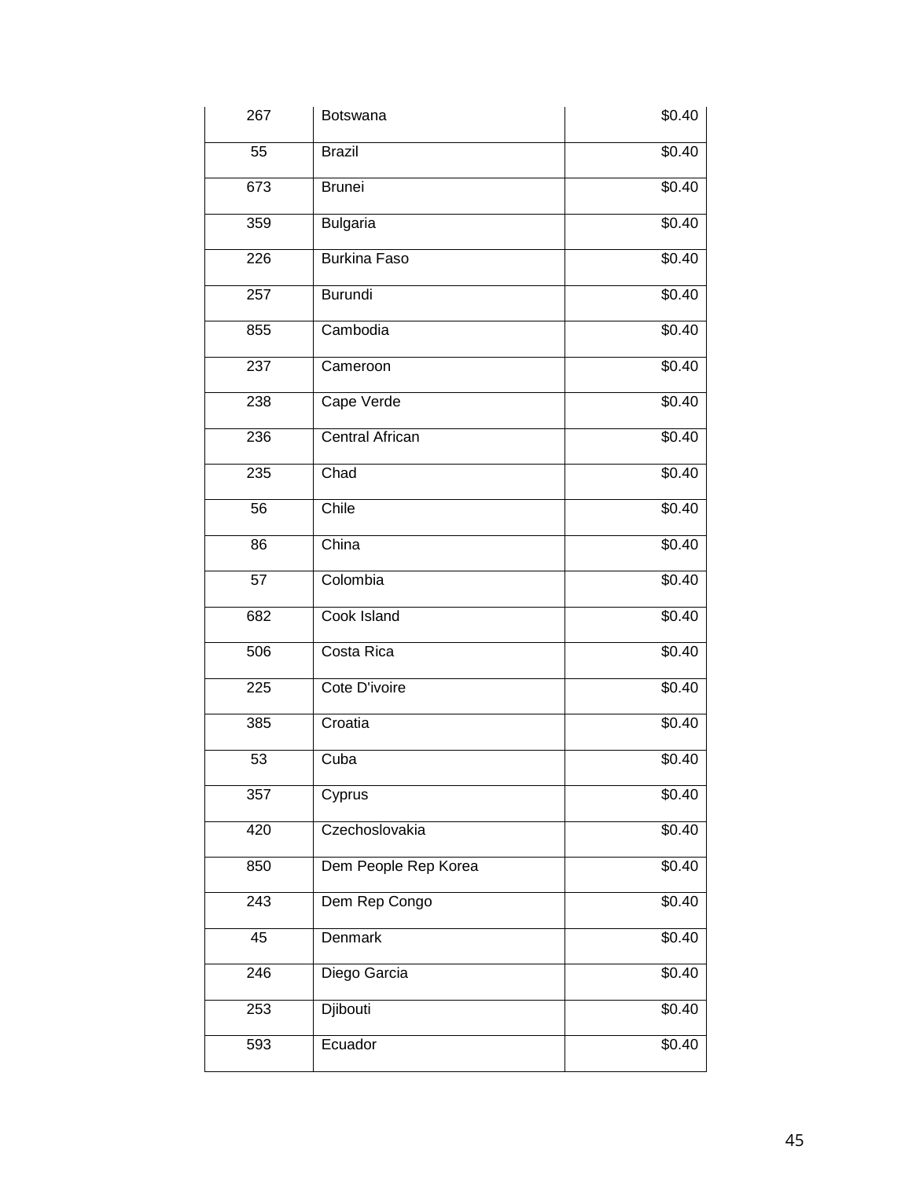| | | |
|---|---|---|
| 267 | Botswana | $0.40 |
| 55 | Brazil | $0.40 |
| 673 | Brunei | $0.40 |
| 359 | Bulgaria | $0.40 |
| 226 | Burkina Faso | $0.40 |
| 257 | Burundi | $0.40 |
| 855 | Cambodia | $0.40 |
| 237 | Cameroon | $0.40 |
| 238 | Cape Verde | $0.40 |
| 236 | Central African | $0.40 |
| 235 | Chad | $0.40 |
| 56 | Chile | $0.40 |
| 86 | China | $0.40 |
| 57 | Colombia | $0.40 |
| 682 | Cook Island | $0.40 |
| 506 | Costa Rica | $0.40 |
| 225 | Cote D'ivoire | $0.40 |
| 385 | Croatia | $0.40 |
| 53 | Cuba | $0.40 |
| 357 | Cyprus | $0.40 |
| 420 | Czechoslovakia | $0.40 |
| 850 | Dem People Rep Korea | $0.40 |
| 243 | Dem Rep Congo | $0.40 |
| 45 | Denmark | $0.40 |
| 246 | Diego Garcia | $0.40 |
| 253 | Djibouti | $0.40 |
| 593 | Ecuador | $0.40 |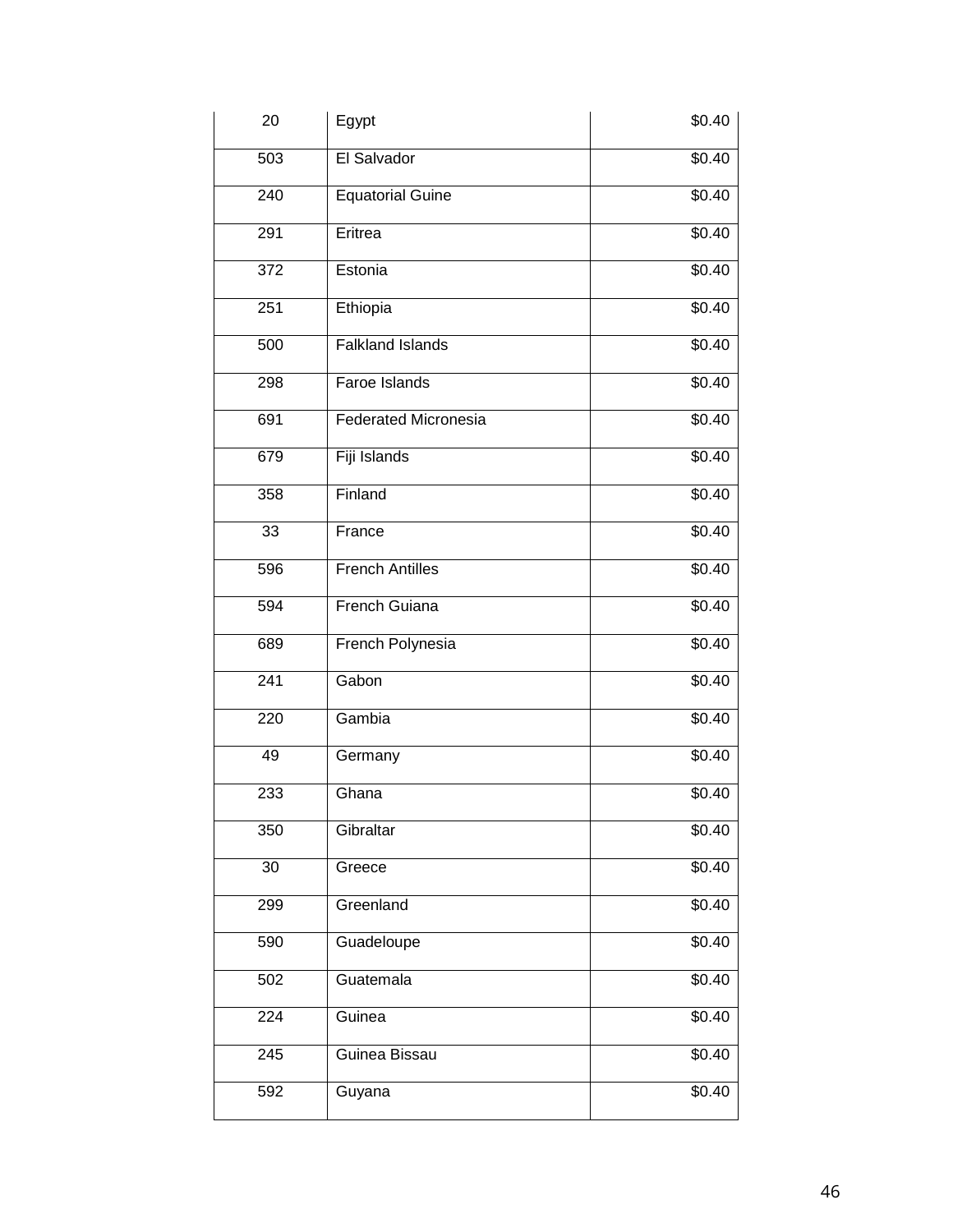| 20 | Egypt | $0.40 |
|---|---|---|
| 503 | El Salvador | $0.40 |
| 240 | Equatorial Guine | $0.40 |
| 291 | Eritrea | $0.40 |
| 372 | Estonia | $0.40 |
| 251 | Ethiopia | $0.40 |
| 500 | Falkland Islands | $0.40 |
| 298 | Faroe Islands | $0.40 |
| 691 | Federated Micronesia | $0.40 |
| 679 | Fiji Islands | $0.40 |
| 358 | Finland | $0.40 |
| 33 | France | $0.40 |
| 596 | French Antilles | $0.40 |
| 594 | French Guiana | $0.40 |
| 689 | French Polynesia | $0.40 |
| 241 | Gabon | $0.40 |
| 220 | Gambia | $0.40 |
| 49 | Germany | $0.40 |
| 233 | Ghana | $0.40 |
| 350 | Gibraltar | $0.40 |
| 30 | Greece | $0.40 |
| 299 | Greenland | $0.40 |
| 590 | Guadeloupe | $0.40 |
| 502 | Guatemala | $0.40 |
| 224 | Guinea | $0.40 |
| 245 | Guinea Bissau | $0.40 |
| 592 | Guyana | $0.40 |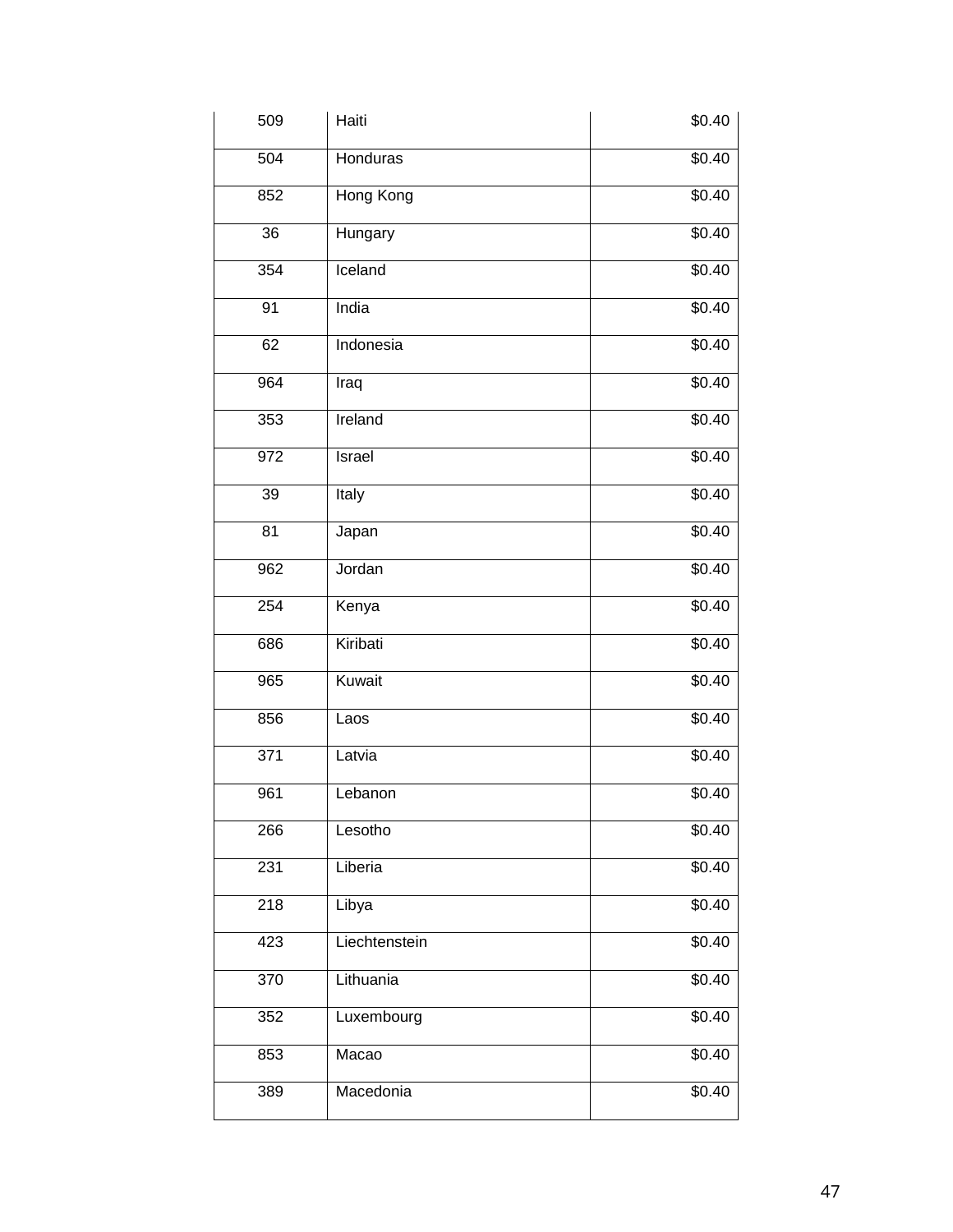| | | |
|---|---|---|
| 509 | Haiti | $0.40 |
| 504 | Honduras | $0.40 |
| 852 | Hong Kong | $0.40 |
| 36 | Hungary | $0.40 |
| 354 | Iceland | $0.40 |
| 91 | India | $0.40 |
| 62 | Indonesia | $0.40 |
| 964 | Iraq | $0.40 |
| 353 | Ireland | $0.40 |
| 972 | Israel | $0.40 |
| 39 | Italy | $0.40 |
| 81 | Japan | $0.40 |
| 962 | Jordan | $0.40 |
| 254 | Kenya | $0.40 |
| 686 | Kiribati | $0.40 |
| 965 | Kuwait | $0.40 |
| 856 | Laos | $0.40 |
| 371 | Latvia | $0.40 |
| 961 | Lebanon | $0.40 |
| 266 | Lesotho | $0.40 |
| 231 | Liberia | $0.40 |
| 218 | Libya | $0.40 |
| 423 | Liechtenstein | $0.40 |
| 370 | Lithuania | $0.40 |
| 352 | Luxembourg | $0.40 |
| 853 | Macao | $0.40 |
| 389 | Macedonia | $0.40 |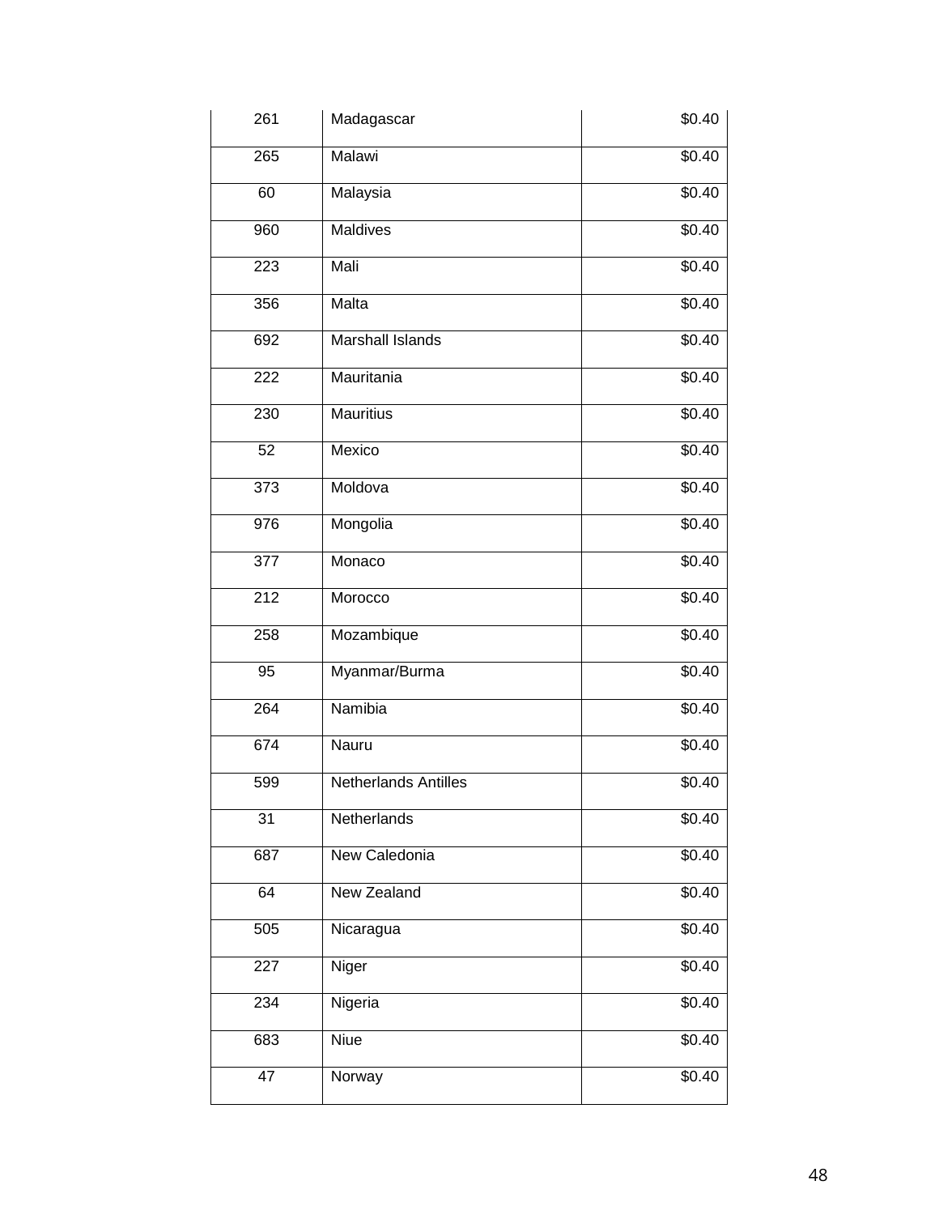| | | |
|---|---|---|
| 261 | Madagascar | $0.40 |
| 265 | Malawi | $0.40 |
| 60 | Malaysia | $0.40 |
| 960 | Maldives | $0.40 |
| 223 | Mali | $0.40 |
| 356 | Malta | $0.40 |
| 692 | Marshall Islands | $0.40 |
| 222 | Mauritania | $0.40 |
| 230 | Mauritius | $0.40 |
| 52 | Mexico | $0.40 |
| 373 | Moldova | $0.40 |
| 976 | Mongolia | $0.40 |
| 377 | Monaco | $0.40 |
| 212 | Morocco | $0.40 |
| 258 | Mozambique | $0.40 |
| 95 | Myanmar/Burma | $0.40 |
| 264 | Namibia | $0.40 |
| 674 | Nauru | $0.40 |
| 599 | Netherlands Antilles | $0.40 |
| 31 | Netherlands | $0.40 |
| 687 | New Caledonia | $0.40 |
| 64 | New Zealand | $0.40 |
| 505 | Nicaragua | $0.40 |
| 227 | Niger | $0.40 |
| 234 | Nigeria | $0.40 |
| 683 | Niue | $0.40 |
| 47 | Norway | $0.40 |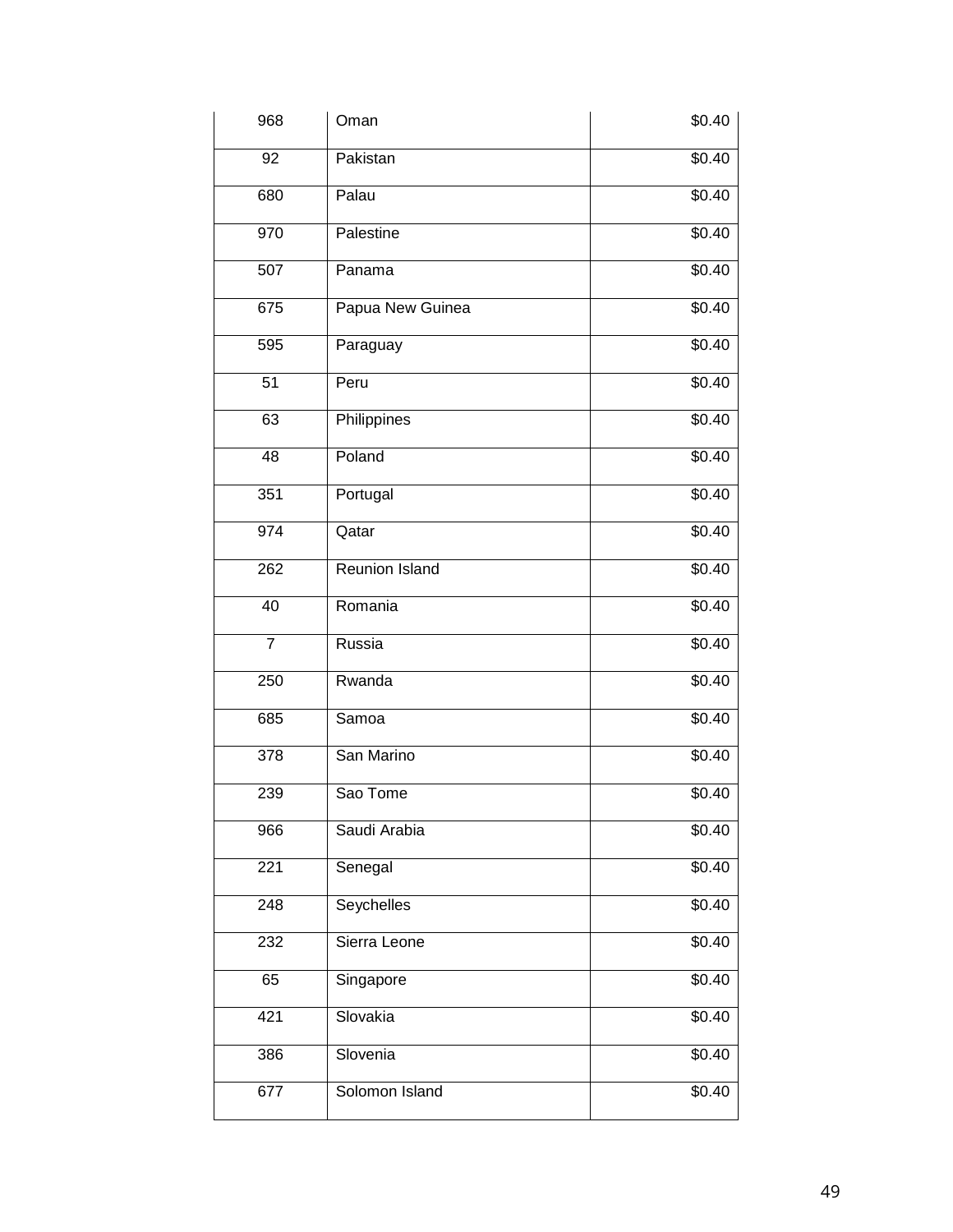| | | |
|---|---|---|
| 968 | Oman | $0.40 |
| 92 | Pakistan | $0.40 |
| 680 | Palau | $0.40 |
| 970 | Palestine | $0.40 |
| 507 | Panama | $0.40 |
| 675 | Papua New Guinea | $0.40 |
| 595 | Paraguay | $0.40 |
| 51 | Peru | $0.40 |
| 63 | Philippines | $0.40 |
| 48 | Poland | $0.40 |
| 351 | Portugal | $0.40 |
| 974 | Qatar | $0.40 |
| 262 | Reunion Island | $0.40 |
| 40 | Romania | $0.40 |
| 7 | Russia | $0.40 |
| 250 | Rwanda | $0.40 |
| 685 | Samoa | $0.40 |
| 378 | San Marino | $0.40 |
| 239 | Sao Tome | $0.40 |
| 966 | Saudi Arabia | $0.40 |
| 221 | Senegal | $0.40 |
| 248 | Seychelles | $0.40 |
| 232 | Sierra Leone | $0.40 |
| 65 | Singapore | $0.40 |
| 421 | Slovakia | $0.40 |
| 386 | Slovenia | $0.40 |
| 677 | Solomon Island | $0.40 |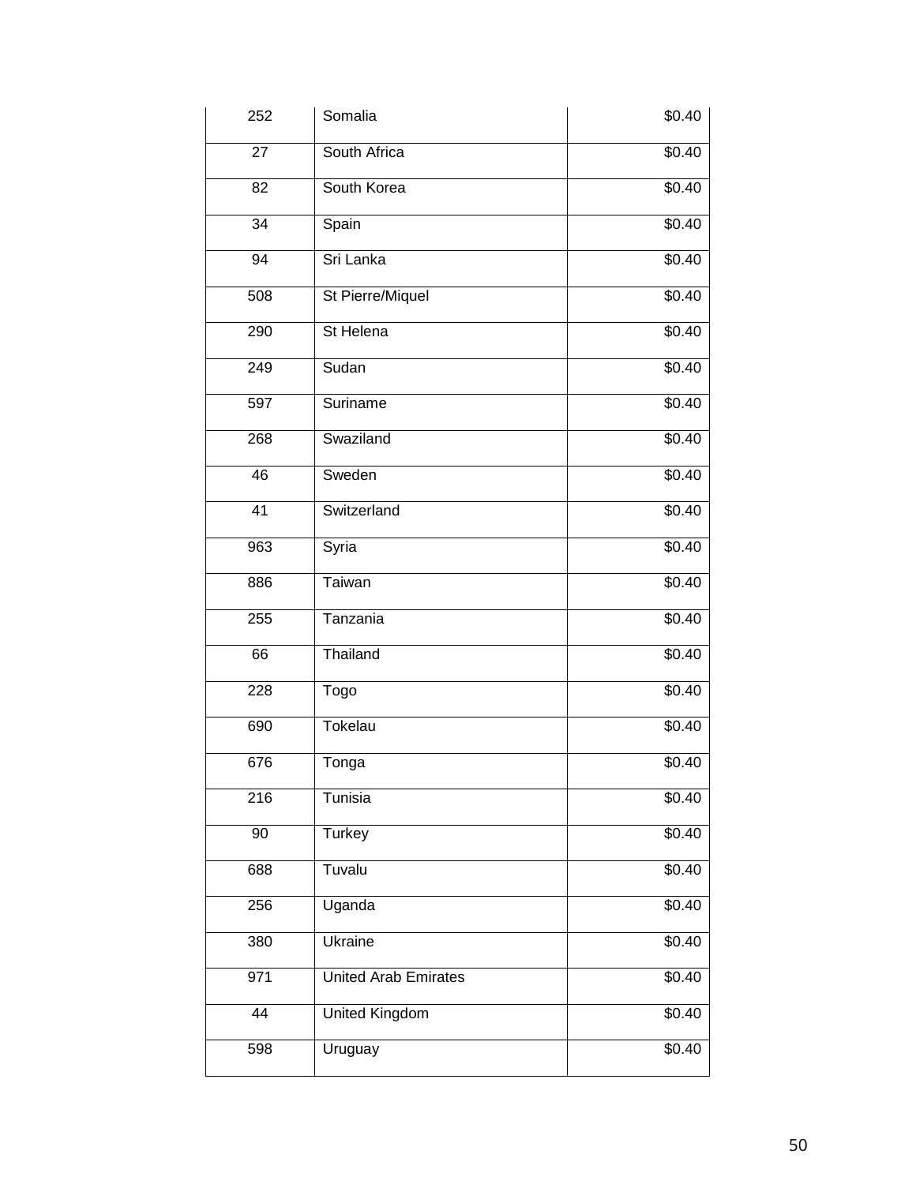| | | |
|---|---|---|
| 252 | Somalia | $0.40 |
| 27 | South Africa | $0.40 |
| 82 | South Korea | $0.40 |
| 34 | Spain | $0.40 |
| 94 | Sri Lanka | $0.40 |
| 508 | St Pierre/Miquel | $0.40 |
| 290 | St Helena | $0.40 |
| 249 | Sudan | $0.40 |
| 597 | Suriname | $0.40 |
| 268 | Swaziland | $0.40 |
| 46 | Sweden | $0.40 |
| 41 | Switzerland | $0.40 |
| 963 | Syria | $0.40 |
| 886 | Taiwan | $0.40 |
| 255 | Tanzania | $0.40 |
| 66 | Thailand | $0.40 |
| 228 | Togo | $0.40 |
| 690 | Tokelau | $0.40 |
| 676 | Tonga | $0.40 |
| 216 | Tunisia | $0.40 |
| 90 | Turkey | $0.40 |
| 688 | Tuvalu | $0.40 |
| 256 | Uganda | $0.40 |
| 380 | Ukraine | $0.40 |
| 971 | United Arab Emirates | $0.40 |
| 44 | United Kingdom | $0.40 |
| 598 | Uruguay | $0.40 |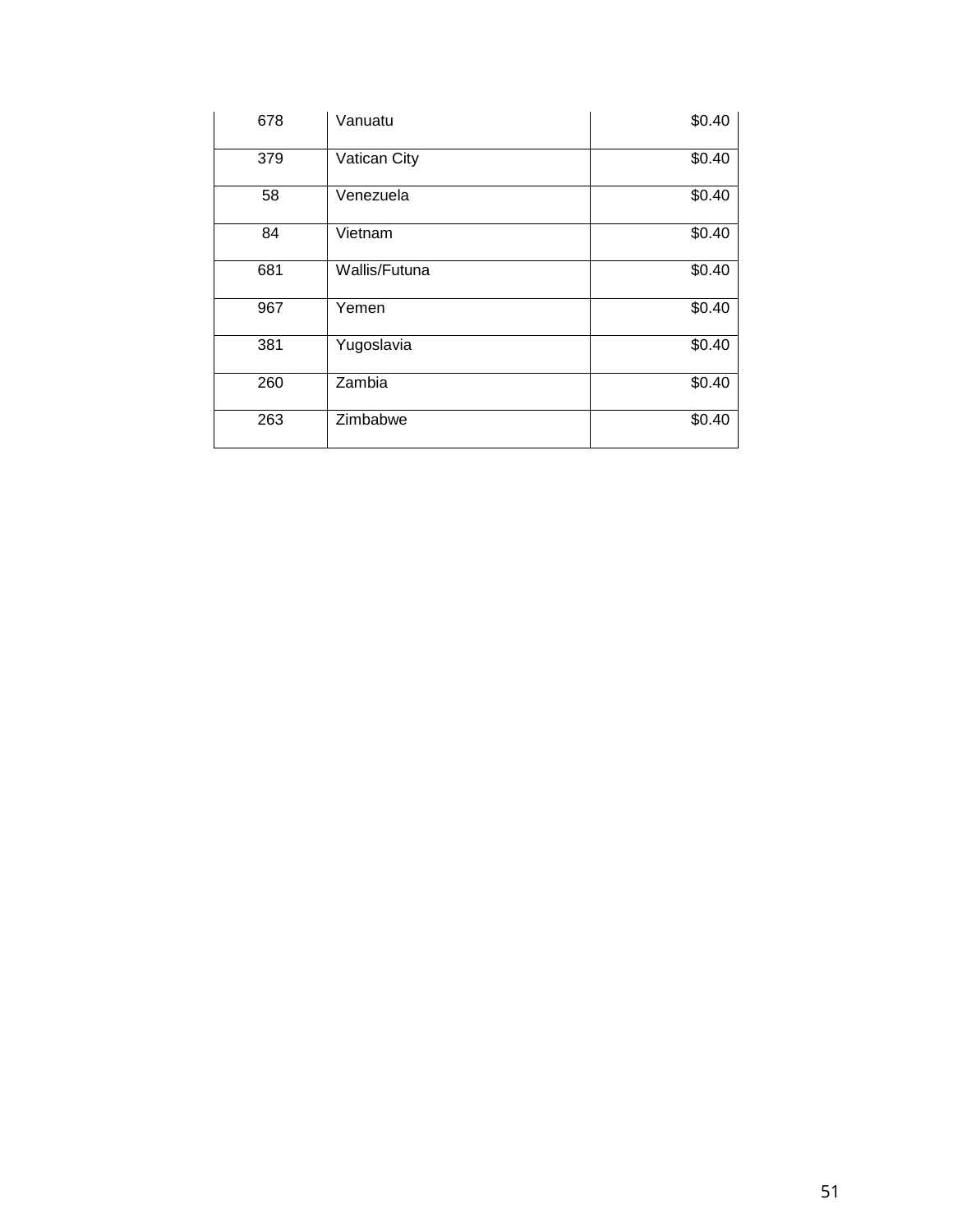| | | |
|---|---|---|
| 678 | Vanuatu | $0.40 |
| 379 | Vatican City | $0.40 |
| 58 | Venezuela | $0.40 |
| 84 | Vietnam | $0.40 |
| 681 | Wallis/Futuna | $0.40 |
| 967 | Yemen | $0.40 |
| 381 | Yugoslavia | $0.40 |
| 260 | Zambia | $0.40 |
| 263 | Zimbabwe | $0.40 |